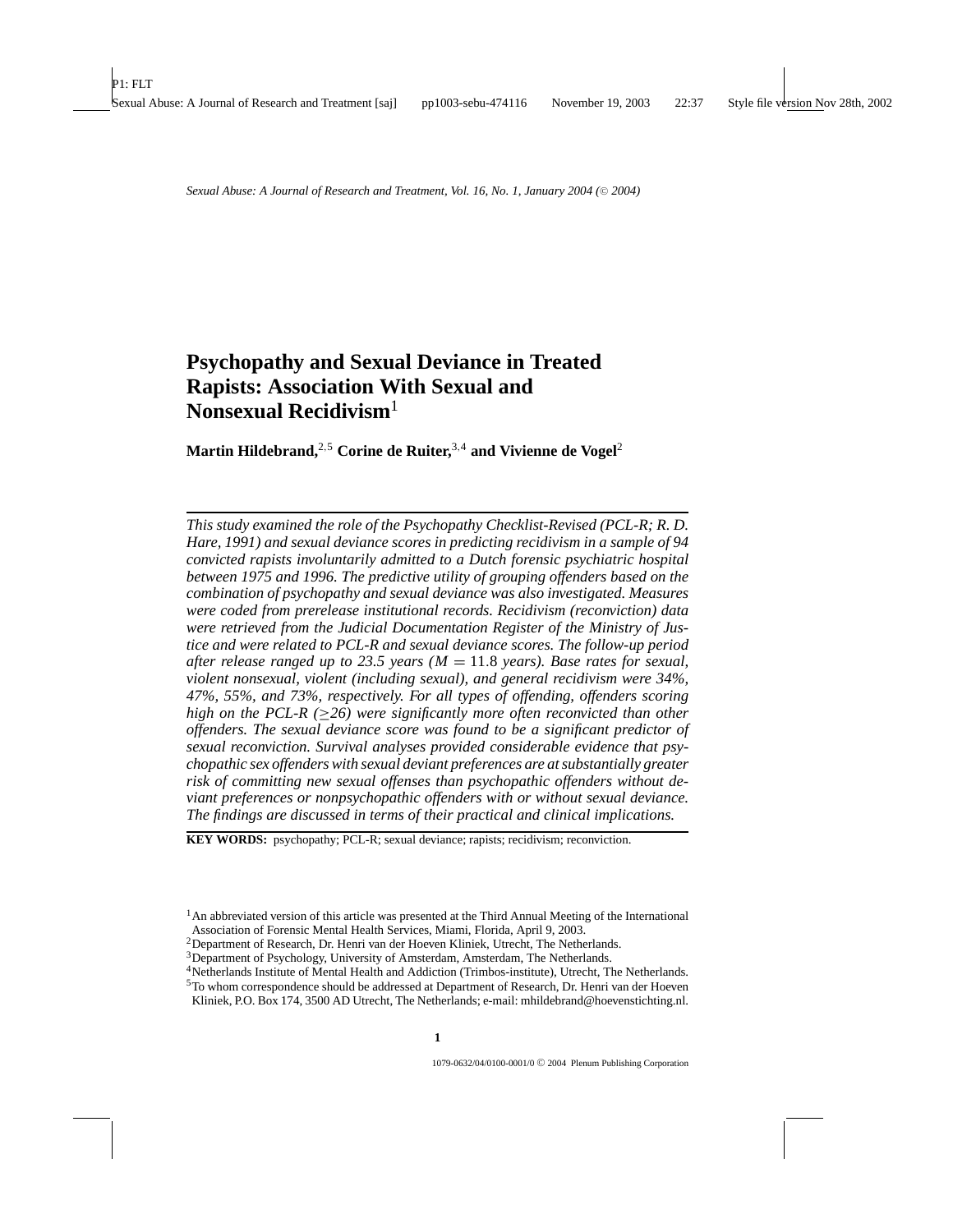*Sexual Abuse: A Journal of Research and Treatment, Vol. 16, No. 1, January 2004 (© 2004)*

# Psychopathy and Sexual Deviance in Treated Rapists: Association With Sexual and Nonsexual Recidivism[1]

**Martin Hildebrand,[2,5] Corine de Ruiter,[3,4] and Vivienne de Vogel[2]**

*This study examined the role of the Psychopathy Checklist-Revised (PCL-R; R. D. Hare, 1991) and sexual deviance scores in predicting recidivism in a sample of 94 convicted rapists involuntarily admitted to a Dutch forensic psychiatric hospital between 1975 and 1996. The predictive utility of grouping offenders based on the combination of psychopathy and sexual deviance was also investigated. Measures were coded from prerelease institutional records. Recidivism (reconviction) data were retrieved from the Judicial Documentation Register of the Ministry of Justice and were related to PCL-R and sexual deviance scores. The follow-up period after release ranged up to 23.5 years ($M = 11.8$ years). Base rates for sexual, violent nonsexual, violent (including sexual), and general recidivism were 34%, 47%, 55%, and 73%, respectively. For all types of offending, offenders scoring high on the PCL-R ($\geq 26$) were significantly more often reconvicted than other offenders. The sexual deviance score was found to be a significant predictor of sexual reconviction. Survival analyses provided considerable evidence that psychopathic sex offenders with sexual deviant preferences are at substantially greater risk of committing new sexual offenses than psychopathic offenders without deviant preferences or nonpsychopathic offenders with or without sexual deviance. The findings are discussed in terms of their practical and clinical implications.*

**KEY WORDS:** psychopathy; PCL-R; sexual deviance; rapists; recidivism; reconviction.

---

[1] An abbreviated version of this article was presented at the Third Annual Meeting of the International Association of Forensic Mental Health Services, Miami, Florida, April 9, 2003.

[2] Department of Research, Dr. Henri van der Hoeven Kliniek, Utrecht, The Netherlands.

[3] Department of Psychology, University of Amsterdam, Amsterdam, The Netherlands.

[4] Netherlands Institute of Mental Health and Addiction (Trimbos-institute), Utrecht, The Netherlands.

[5] To whom correspondence should be addressed at Department of Research, Dr. Henri van der Hoeven Kliniek, P.O. Box 174, 3500 AD Utrecht, The Netherlands; e-mail: mhildebrand@hoevenstichting.nl.

1079-0632/04/0100-0001/0 © 2004 Plenum Publishing Corporation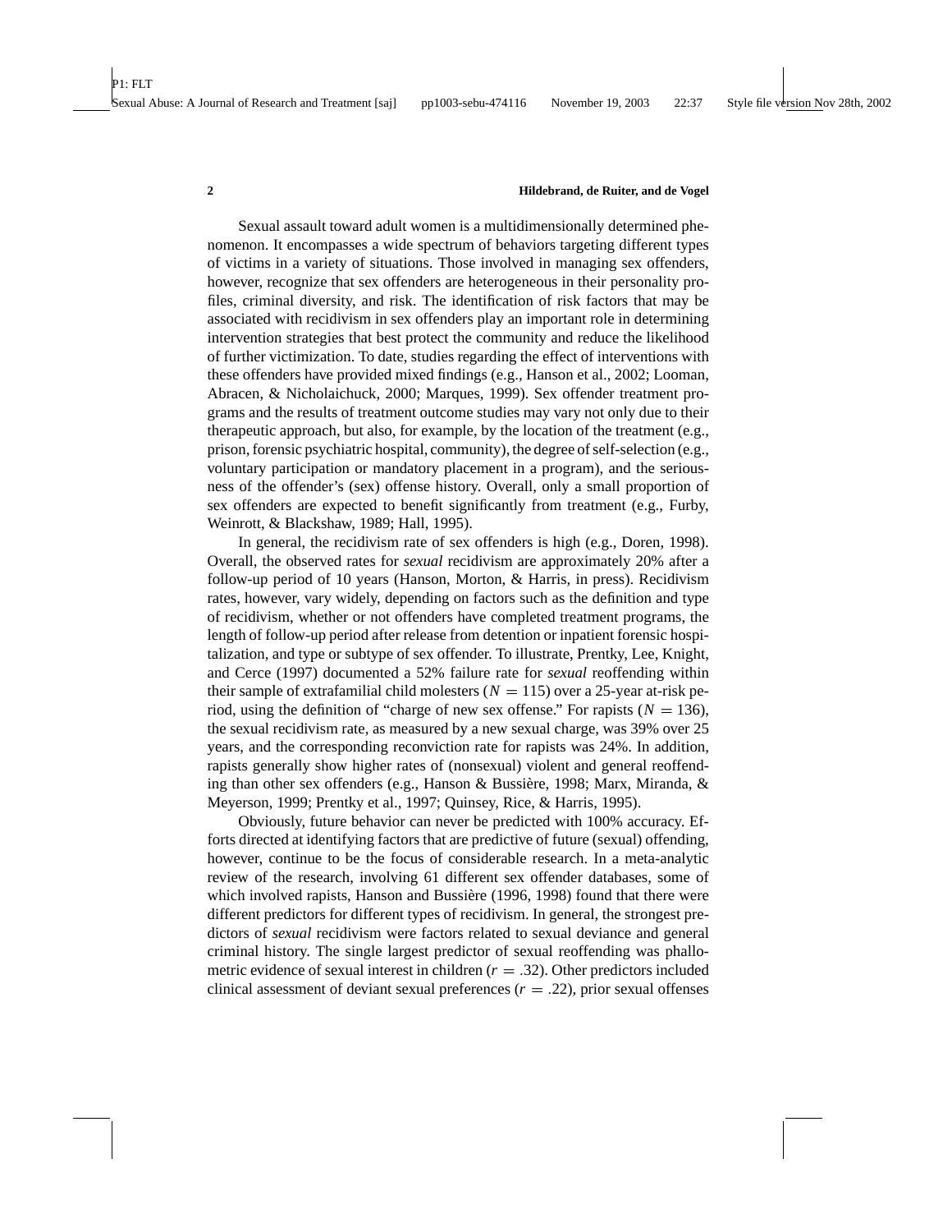Sexual assault toward adult women is a multidimensionally determined phenomenon. It encompasses a wide spectrum of behaviors targeting different types of victims in a variety of situations. Those involved in managing sex offenders, however, recognize that sex offenders are heterogeneous in their personality profiles, criminal diversity, and risk. The identification of risk factors that may be associated with recidivism in sex offenders play an important role in determining intervention strategies that best protect the community and reduce the likelihood of further victimization. To date, studies regarding the effect of interventions with these offenders have provided mixed findings (e.g., Hanson et al., 2002; Looman, Abracen, & Nicholaichuck, 2000; Marques, 1999). Sex offender treatment programs and the results of treatment outcome studies may vary not only due to their therapeutic approach, but also, for example, by the location of the treatment (e.g., prison, forensic psychiatric hospital, community), the degree of self-selection (e.g., voluntary participation or mandatory placement in a program), and the seriousness of the offender's (sex) offense history. Overall, only a small proportion of sex offenders are expected to benefit significantly from treatment (e.g., Furby, Weinrott, & Blackshaw, 1989; Hall, 1995).

In general, the recidivism rate of sex offenders is high (e.g., Doren, 1998). Overall, the observed rates for *sexual* recidivism are approximately 20% after a follow-up period of 10 years (Hanson, Morton, & Harris, in press). Recidivism rates, however, vary widely, depending on factors such as the definition and type of recidivism, whether or not offenders have completed treatment programs, the length of follow-up period after release from detention or inpatient forensic hospitalization, and type or subtype of sex offender. To illustrate, Prentky, Lee, Knight, and Cerce (1997) documented a 52% failure rate for *sexual* reoffending within their sample of extrafamilial child molesters ($N = 115$) over a 25-year at-risk period, using the definition of "charge of new sex offense." For rapists ($N = 136$), the sexual recidivism rate, as measured by a new sexual charge, was 39% over 25 years, and the corresponding reconviction rate for rapists was 24%. In addition, rapists generally show higher rates of (nonsexual) violent and general reoffending than other sex offenders (e.g., Hanson & Bussière, 1998; Marx, Miranda, & Meyerson, 1999; Prentky et al., 1997; Quinsey, Rice, & Harris, 1995).

Obviously, future behavior can never be predicted with 100% accuracy. Efforts directed at identifying factors that are predictive of future (sexual) offending, however, continue to be the focus of considerable research. In a meta-analytic review of the research, involving 61 different sex offender databases, some of which involved rapists, Hanson and Bussière (1996, 1998) found that there were different predictors for different types of recidivism. In general, the strongest predictors of *sexual* recidivism were factors related to sexual deviance and general criminal history. The single largest predictor of sexual reoffending was phallometric evidence of sexual interest in children ($r = .32$). Other predictors included clinical assessment of deviant sexual preferences ($r = .22$), prior sexual offenses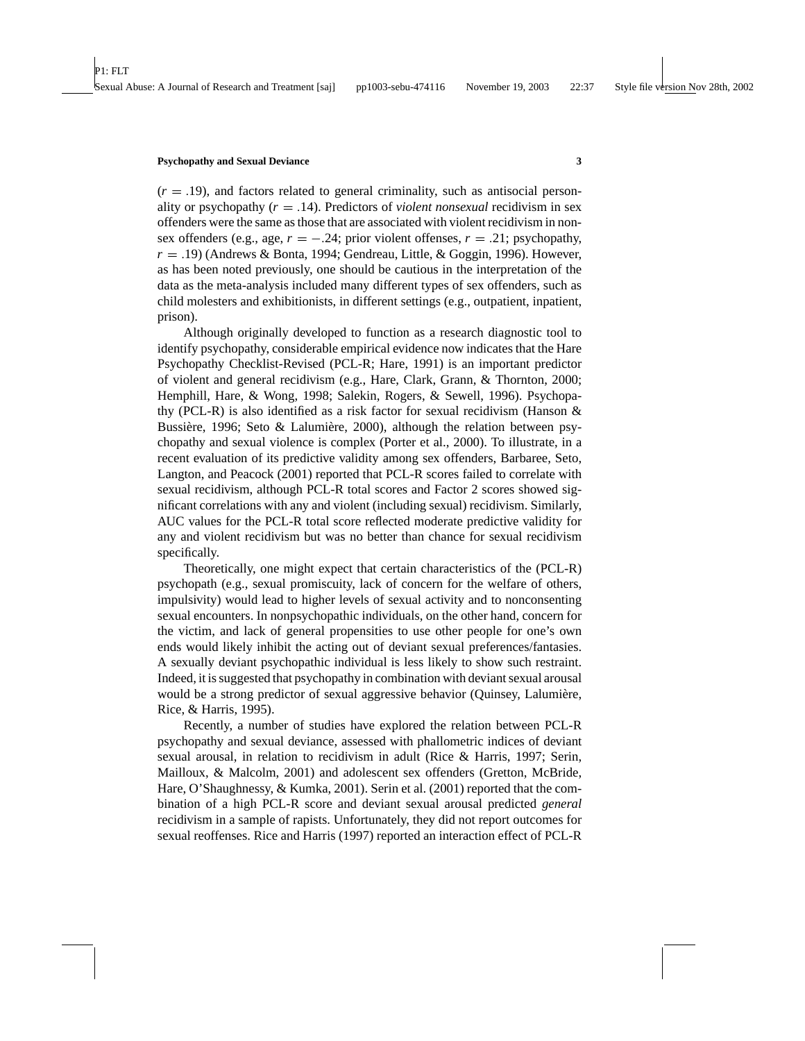($r = .19$), and factors related to general criminality, such as antisocial personality or psychopathy ($r = .14$). Predictors of *violent nonsexual* recidivism in sex offenders were the same as those that are associated with violent recidivism in nonsex offenders (e.g., age, $r = -.24$; prior violent offenses, $r = .21$; psychopathy, $r = .19$) (Andrews & Bonta, 1994; Gendreau, Little, & Goggin, 1996). However, as has been noted previously, one should be cautious in the interpretation of the data as the meta-analysis included many different types of sex offenders, such as child molesters and exhibitionists, in different settings (e.g., outpatient, inpatient, prison).

Although originally developed to function as a research diagnostic tool to identify psychopathy, considerable empirical evidence now indicates that the Hare Psychopathy Checklist-Revised (PCL-R; Hare, 1991) is an important predictor of violent and general recidivism (e.g., Hare, Clark, Grann, & Thornton, 2000; Hemphill, Hare, & Wong, 1998; Salekin, Rogers, & Sewell, 1996). Psychopathy (PCL-R) is also identified as a risk factor for sexual recidivism (Hanson & Bussière, 1996; Seto & Lalumière, 2000), although the relation between psychopathy and sexual violence is complex (Porter et al., 2000). To illustrate, in a recent evaluation of its predictive validity among sex offenders, Barbaree, Seto, Langton, and Peacock (2001) reported that PCL-R scores failed to correlate with sexual recidivism, although PCL-R total scores and Factor 2 scores showed significant correlations with any and violent (including sexual) recidivism. Similarly, AUC values for the PCL-R total score reflected moderate predictive validity for any and violent recidivism but was no better than chance for sexual recidivism specifically.

Theoretically, one might expect that certain characteristics of the (PCL-R) psychopath (e.g., sexual promiscuity, lack of concern for the welfare of others, impulsivity) would lead to higher levels of sexual activity and to nonconsenting sexual encounters. In nonpsychopathic individuals, on the other hand, concern for the victim, and lack of general propensities to use other people for one's own ends would likely inhibit the acting out of deviant sexual preferences/fantasies. A sexually deviant psychopathic individual is less likely to show such restraint. Indeed, it is suggested that psychopathy in combination with deviant sexual arousal would be a strong predictor of sexual aggressive behavior (Quinsey, Lalumière, Rice, & Harris, 1995).

Recently, a number of studies have explored the relation between PCL-R psychopathy and sexual deviance, assessed with phallometric indices of deviant sexual arousal, in relation to recidivism in adult (Rice & Harris, 1997; Serin, Mailloux, & Malcolm, 2001) and adolescent sex offenders (Gretton, McBride, Hare, O'Shaughnessy, & Kumka, 2001). Serin et al. (2001) reported that the combination of a high PCL-R score and deviant sexual arousal predicted *general* recidivism in a sample of rapists. Unfortunately, they did not report outcomes for sexual reoffenses. Rice and Harris (1997) reported an interaction effect of PCL-R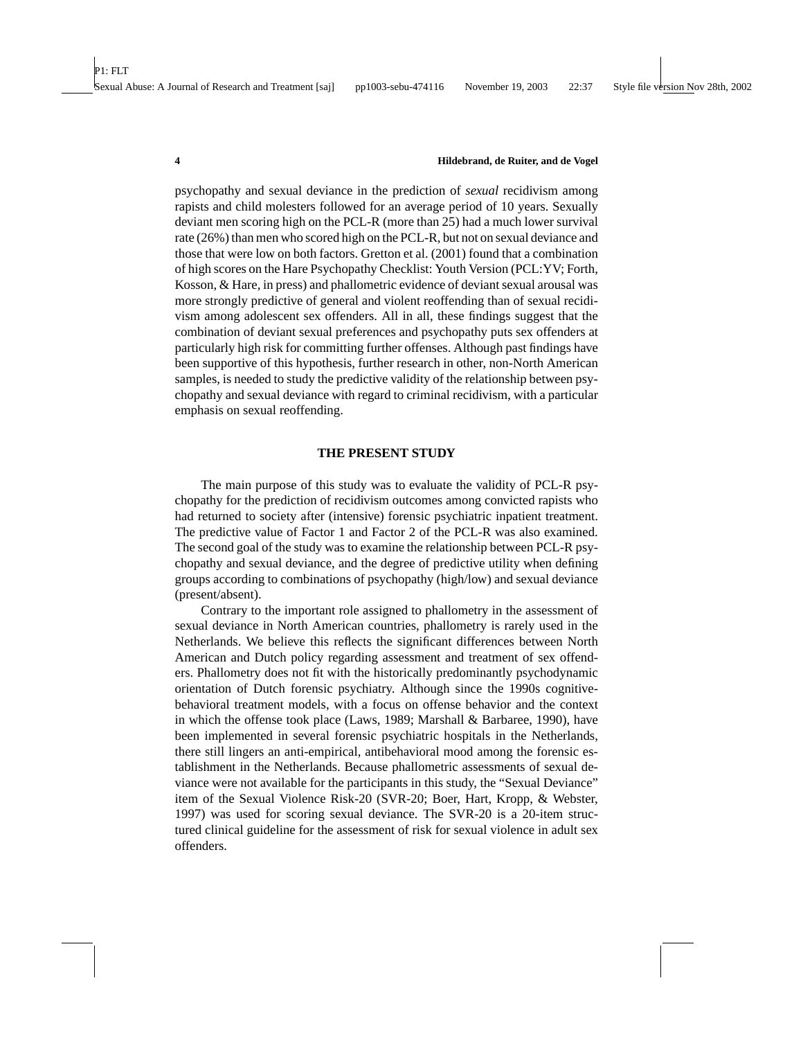psychopathy and sexual deviance in the prediction of *sexual* recidivism among rapists and child molesters followed for an average period of 10 years. Sexually deviant men scoring high on the PCL-R (more than 25) had a much lower survival rate (26%) than men who scored high on the PCL-R, but not on sexual deviance and those that were low on both factors. Gretton et al. (2001) found that a combination of high scores on the Hare Psychopathy Checklist: Youth Version (PCL:YV; Forth, Kosson, & Hare, in press) and phallometric evidence of deviant sexual arousal was more strongly predictive of general and violent reoffending than of sexual recidivism among adolescent sex offenders. All in all, these findings suggest that the combination of deviant sexual preferences and psychopathy puts sex offenders at particularly high risk for committing further offenses. Although past findings have been supportive of this hypothesis, further research in other, non-North American samples, is needed to study the predictive validity of the relationship between psychopathy and sexual deviance with regard to criminal recidivism, with a particular emphasis on sexual reoffending.

## THE PRESENT STUDY

The main purpose of this study was to evaluate the validity of PCL-R psychopathy for the prediction of recidivism outcomes among convicted rapists who had returned to society after (intensive) forensic psychiatric inpatient treatment. The predictive value of Factor 1 and Factor 2 of the PCL-R was also examined. The second goal of the study was to examine the relationship between PCL-R psychopathy and sexual deviance, and the degree of predictive utility when defining groups according to combinations of psychopathy (high/low) and sexual deviance (present/absent).

Contrary to the important role assigned to phallometry in the assessment of sexual deviance in North American countries, phallometry is rarely used in the Netherlands. We believe this reflects the significant differences between North American and Dutch policy regarding assessment and treatment of sex offenders. Phallometry does not fit with the historically predominantly psychodynamic orientation of Dutch forensic psychiatry. Although since the 1990s cognitive-behavioral treatment models, with a focus on offense behavior and the context in which the offense took place (Laws, 1989; Marshall & Barbaree, 1990), have been implemented in several forensic psychiatric hospitals in the Netherlands, there still lingers an anti-empirical, antibehavioral mood among the forensic establishment in the Netherlands. Because phallometric assessments of sexual deviance were not available for the participants in this study, the "Sexual Deviance" item of the Sexual Violence Risk-20 (SVR-20; Boer, Hart, Kropp, & Webster, 1997) was used for scoring sexual deviance. The SVR-20 is a 20-item structured clinical guideline for the assessment of risk for sexual violence in adult sex offenders.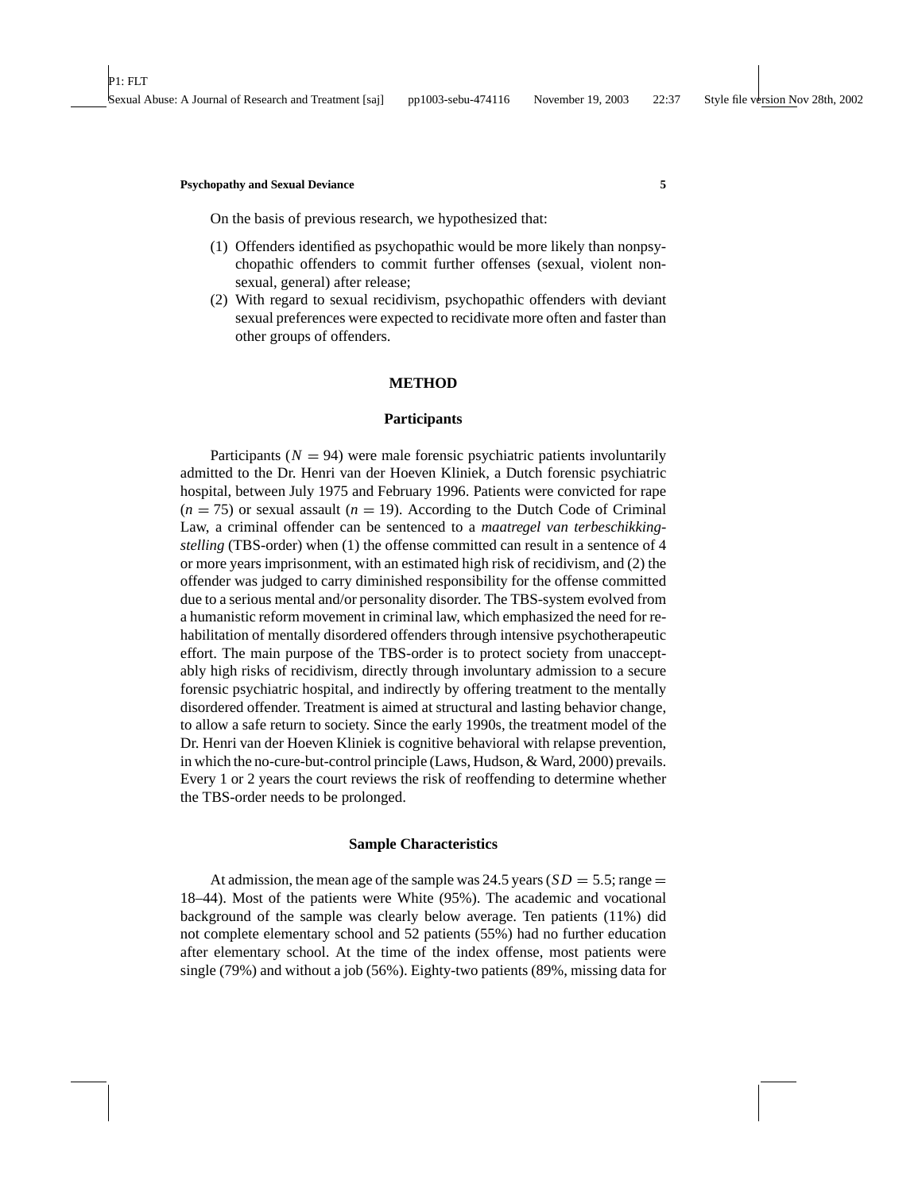On the basis of previous research, we hypothesized that:

(1) Offenders identified as psychopathic would be more likely than nonpsychopathic offenders to commit further offenses (sexual, violent nonsexual, general) after release;
(2) With regard to sexual recidivism, psychopathic offenders with deviant sexual preferences were expected to recidivate more often and faster than other groups of offenders.

## METHOD

### Participants

Participants ($N = 94$) were male forensic psychiatric patients involuntarily admitted to the Dr. Henri van der Hoeven Kliniek, a Dutch forensic psychiatric hospital, between July 1975 and February 1996. Patients were convicted for rape ($n = 75$) or sexual assault ($n = 19$). According to the Dutch Code of Criminal Law, a criminal offender can be sentenced to a *maatregel van terbeschikkingstelling* (TBS-order) when (1) the offense committed can result in a sentence of 4 or more years imprisonment, with an estimated high risk of recidivism, and (2) the offender was judged to carry diminished responsibility for the offense committed due to a serious mental and/or personality disorder. The TBS-system evolved from a humanistic reform movement in criminal law, which emphasized the need for rehabilitation of mentally disordered offenders through intensive psychotherapeutic effort. The main purpose of the TBS-order is to protect society from unacceptably high risks of recidivism, directly through involuntary admission to a secure forensic psychiatric hospital, and indirectly by offering treatment to the mentally disordered offender. Treatment is aimed at structural and lasting behavior change, to allow a safe return to society. Since the early 1990s, the treatment model of the Dr. Henri van der Hoeven Kliniek is cognitive behavioral with relapse prevention, in which the no-cure-but-control principle (Laws, Hudson, & Ward, 2000) prevails. Every 1 or 2 years the court reviews the risk of reoffending to determine whether the TBS-order needs to be prolonged.

### Sample Characteristics

At admission, the mean age of the sample was 24.5 years ($SD = 5.5$; range = 18–44). Most of the patients were White (95%). The academic and vocational background of the sample was clearly below average. Ten patients (11%) did not complete elementary school and 52 patients (55%) had no further education after elementary school. At the time of the index offense, most patients were single (79%) and without a job (56%). Eighty-two patients (89%, missing data for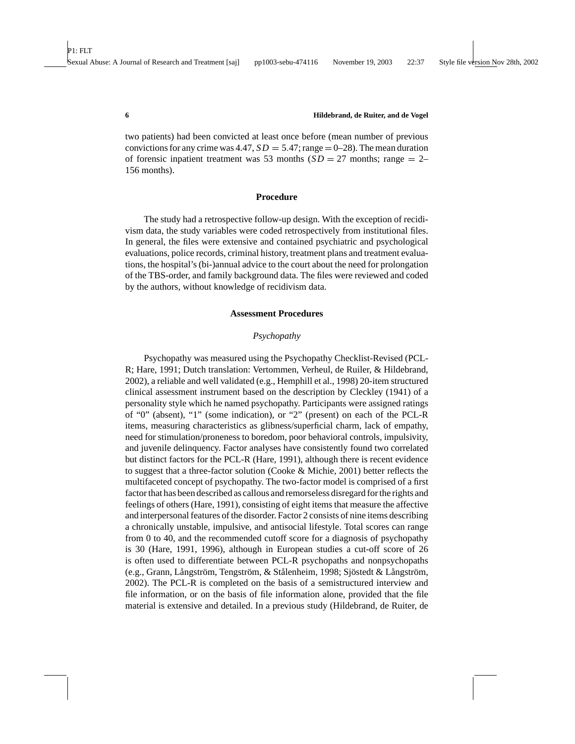two patients) had been convicted at least once before (mean number of previous convictions for any crime was 4.47, $SD = 5.47$; range = 0–28). The mean duration of forensic inpatient treatment was 53 months ($SD = 27$ months; range = 2–156 months).

## Procedure

The study had a retrospective follow-up design. With the exception of recidivism data, the study variables were coded retrospectively from institutional files. In general, the files were extensive and contained psychiatric and psychological evaluations, police records, criminal history, treatment plans and treatment evaluations, the hospital's (bi-)annual advice to the court about the need for prolongation of the TBS-order, and family background data. The files were reviewed and coded by the authors, without knowledge of recidivism data.

## Assessment Procedures

### *Psychopathy*

Psychopathy was measured using the Psychopathy Checklist-Revised (PCL-R; Hare, 1991; Dutch translation: Vertommen, Verheul, de Ruiter, & Hildebrand, 2002), a reliable and well validated (e.g., Hemphill et al., 1998) 20-item structured clinical assessment instrument based on the description by Cleckley (1941) of a personality style which he named psychopathy. Participants were assigned ratings of "0" (absent), "1" (some indication), or "2" (present) on each of the PCL-R items, measuring characteristics as glibness/superficial charm, lack of empathy, need for stimulation/proneness to boredom, poor behavioral controls, impulsivity, and juvenile delinquency. Factor analyses have consistently found two correlated but distinct factors for the PCL-R (Hare, 1991), although there is recent evidence to suggest that a three-factor solution (Cooke & Michie, 2001) better reflects the multifaceted concept of psychopathy. The two-factor model is comprised of a first factor that has been described as callous and remorseless disregard for the rights and feelings of others (Hare, 1991), consisting of eight items that measure the affective and interpersonal features of the disorder. Factor 2 consists of nine items describing a chronically unstable, impulsive, and antisocial lifestyle. Total scores can range from 0 to 40, and the recommended cutoff score for a diagnosis of psychopathy is 30 (Hare, 1991, 1996), although in European studies a cut-off score of 26 is often used to differentiate between PCL-R psychopaths and nonpsychopaths (e.g., Grann, Långström, Tengström, & Stålenheim, 1998; Sjöstedt & Långström, 2002). The PCL-R is completed on the basis of a semistructured interview and file information, or on the basis of file information alone, provided that the file material is extensive and detailed. In a previous study (Hildebrand, de Ruiter, de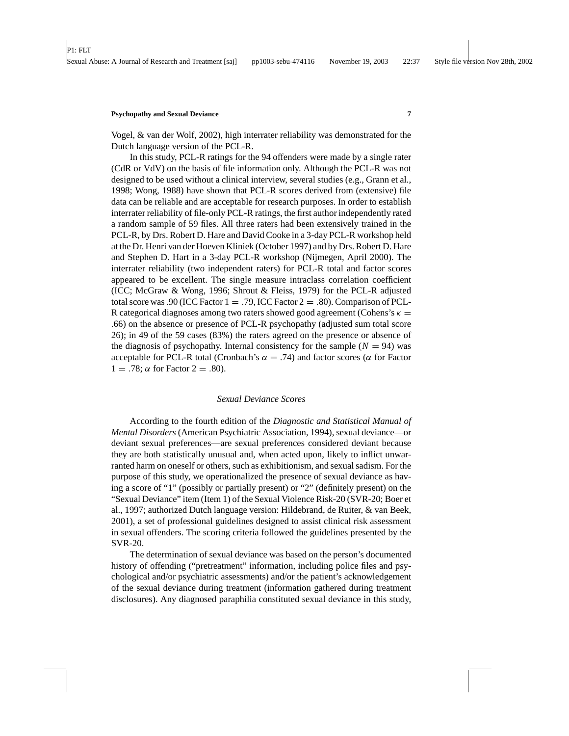Vogel, & van der Wolf, 2002), high interrater reliability was demonstrated for the Dutch language version of the PCL-R.

In this study, PCL-R ratings for the 94 offenders were made by a single rater (CdR or VdV) on the basis of file information only. Although the PCL-R was not designed to be used without a clinical interview, several studies (e.g., Grann et al., 1998; Wong, 1988) have shown that PCL-R scores derived from (extensive) file data can be reliable and are acceptable for research purposes. In order to establish interrater reliability of file-only PCL-R ratings, the first author independently rated a random sample of 59 files. All three raters had been extensively trained in the PCL-R, by Drs. Robert D. Hare and David Cooke in a 3-day PCL-R workshop held at the Dr. Henri van der Hoeven Kliniek (October 1997) and by Drs. Robert D. Hare and Stephen D. Hart in a 3-day PCL-R workshop (Nijmegen, April 2000). The interrater reliability (two independent raters) for PCL-R total and factor scores appeared to be excellent. The single measure intraclass correlation coefficient (ICC; McGraw & Wong, 1996; Shrout & Fleiss, 1979) for the PCL-R adjusted total score was .90 (ICC Factor $1 = .79$, ICC Factor $2 = .80$). Comparison of PCL-R categorical diagnoses among two raters showed good agreement (Cohens's $\kappa = .66$) on the absence or presence of PCL-R psychopathy (adjusted sum total score 26); in 49 of the 59 cases (83%) the raters agreed on the presence or absence of the diagnosis of psychopathy. Internal consistency for the sample ($N = 94$) was acceptable for PCL-R total (Cronbach's $\alpha = .74$) and factor scores ($\alpha$ for Factor $1 = .78$; $\alpha$ for Factor $2 = .80$).

### *Sexual Deviance Scores*

According to the fourth edition of the *Diagnostic and Statistical Manual of Mental Disorders* (American Psychiatric Association, 1994), sexual deviance—or deviant sexual preferences—are sexual preferences considered deviant because they are both statistically unusual and, when acted upon, likely to inflict unwarranted harm on oneself or others, such as exhibitionism, and sexual sadism. For the purpose of this study, we operationalized the presence of sexual deviance as having a score of "1" (possibly or partially present) or "2" (definitely present) on the "Sexual Deviance" item (Item 1) of the Sexual Violence Risk-20 (SVR-20; Boer et al., 1997; authorized Dutch language version: Hildebrand, de Ruiter, & van Beek, 2001), a set of professional guidelines designed to assist clinical risk assessment in sexual offenders. The scoring criteria followed the guidelines presented by the SVR-20.

The determination of sexual deviance was based on the person's documented history of offending ("pretreatment" information, including police files and psychological and/or psychiatric assessments) and/or the patient's acknowledgement of the sexual deviance during treatment (information gathered during treatment disclosures). Any diagnosed paraphilia constituted sexual deviance in this study,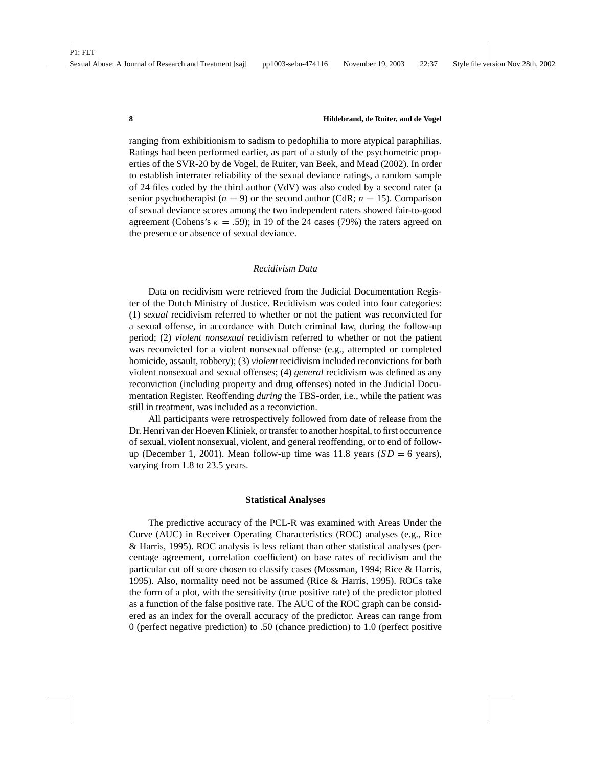ranging from exhibitionism to sadism to pedophilia to more atypical paraphilias. Ratings had been performed earlier, as part of a study of the psychometric properties of the SVR-20 by de Vogel, de Ruiter, van Beek, and Mead (2002). In order to establish interrater reliability of the sexual deviance ratings, a random sample of 24 files coded by the third author (VdV) was also coded by a second rater (a senior psychotherapist ($n = 9$) or the second author (CdR; $n = 15$). Comparison of sexual deviance scores among the two independent raters showed fair-to-good agreement (Cohens's $\kappa = .59$); in 19 of the 24 cases (79%) the raters agreed on the presence or absence of sexual deviance.

### *Recidivism Data*

Data on recidivism were retrieved from the Judicial Documentation Register of the Dutch Ministry of Justice. Recidivism was coded into four categories: (1) *sexual* recidivism referred to whether or not the patient was reconvicted for a sexual offense, in accordance with Dutch criminal law, during the follow-up period; (2) *violent nonsexual* recidivism referred to whether or not the patient was reconvicted for a violent nonsexual offense (e.g., attempted or completed homicide, assault, robbery); (3) *violent* recidivism included reconvictions for both violent nonsexual and sexual offenses; (4) *general* recidivism was defined as any reconviction (including property and drug offenses) noted in the Judicial Documentation Register. Reoffending *during* the TBS-order, i.e., while the patient was still in treatment, was included as a reconviction.

All participants were retrospectively followed from date of release from the Dr. Henri van der Hoeven Kliniek, or transfer to another hospital, to first occurrence of sexual, violent nonsexual, violent, and general reoffending, or to end of follow-up (December 1, 2001). Mean follow-up time was 11.8 years ($SD = 6$ years), varying from 1.8 to 23.5 years.

## Statistical Analyses

The predictive accuracy of the PCL-R was examined with Areas Under the Curve (AUC) in Receiver Operating Characteristics (ROC) analyses (e.g., Rice & Harris, 1995). ROC analysis is less reliant than other statistical analyses (percentage agreement, correlation coefficient) on base rates of recidivism and the particular cut off score chosen to classify cases (Mossman, 1994; Rice & Harris, 1995). Also, normality need not be assumed (Rice & Harris, 1995). ROCs take the form of a plot, with the sensitivity (true positive rate) of the predictor plotted as a function of the false positive rate. The AUC of the ROC graph can be considered as an index for the overall accuracy of the predictor. Areas can range from 0 (perfect negative prediction) to .50 (chance prediction) to 1.0 (perfect positive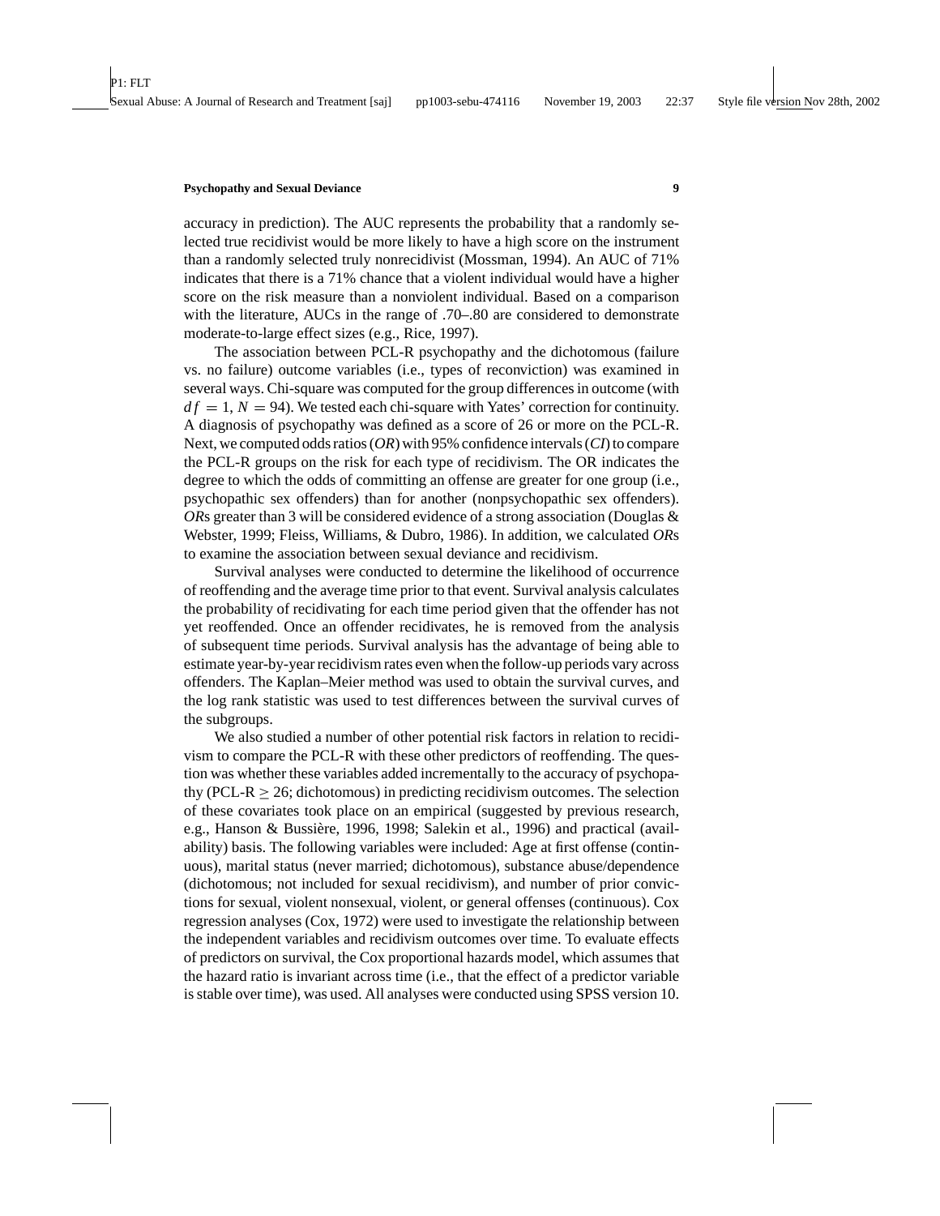accuracy in prediction). The AUC represents the probability that a randomly selected true recidivist would be more likely to have a high score on the instrument than a randomly selected truly nonrecidivist (Mossman, 1994). An AUC of 71% indicates that there is a 71% chance that a violent individual would have a higher score on the risk measure than a nonviolent individual. Based on a comparison with the literature, AUCs in the range of .70–.80 are considered to demonstrate moderate-to-large effect sizes (e.g., Rice, 1997).

The association between PCL-R psychopathy and the dichotomous (failure vs. no failure) outcome variables (i.e., types of reconviction) was examined in several ways. Chi-square was computed for the group differences in outcome (with $df = 1$, $N = 94$). We tested each chi-square with Yates' correction for continuity. A diagnosis of psychopathy was defined as a score of 26 or more on the PCL-R. Next, we computed odds ratios (*OR*) with 95% confidence intervals (*CI*) to compare the PCL-R groups on the risk for each type of recidivism. The OR indicates the degree to which the odds of committing an offense are greater for one group (i.e., psychopathic sex offenders) than for another (nonpsychopathic sex offenders). *OR*s greater than 3 will be considered evidence of a strong association (Douglas & Webster, 1999; Fleiss, Williams, & Dubro, 1986). In addition, we calculated *OR*s to examine the association between sexual deviance and recidivism.

Survival analyses were conducted to determine the likelihood of occurrence of reoffending and the average time prior to that event. Survival analysis calculates the probability of recidivating for each time period given that the offender has not yet reoffended. Once an offender recidivates, he is removed from the analysis of subsequent time periods. Survival analysis has the advantage of being able to estimate year-by-year recidivism rates even when the follow-up periods vary across offenders. The Kaplan–Meier method was used to obtain the survival curves, and the log rank statistic was used to test differences between the survival curves of the subgroups.

We also studied a number of other potential risk factors in relation to recidivism to compare the PCL-R with these other predictors of reoffending. The question was whether these variables added incrementally to the accuracy of psychopathy (PCL-R $\geq 26$; dichotomous) in predicting recidivism outcomes. The selection of these covariates took place on an empirical (suggested by previous research, e.g., Hanson & Bussière, 1996, 1998; Salekin et al., 1996) and practical (availability) basis. The following variables were included: Age at first offense (continuous), marital status (never married; dichotomous), substance abuse/dependence (dichotomous; not included for sexual recidivism), and number of prior convictions for sexual, violent nonsexual, violent, or general offenses (continuous). Cox regression analyses (Cox, 1972) were used to investigate the relationship between the independent variables and recidivism outcomes over time. To evaluate effects of predictors on survival, the Cox proportional hazards model, which assumes that the hazard ratio is invariant across time (i.e., that the effect of a predictor variable is stable over time), was used. All analyses were conducted using SPSS version 10.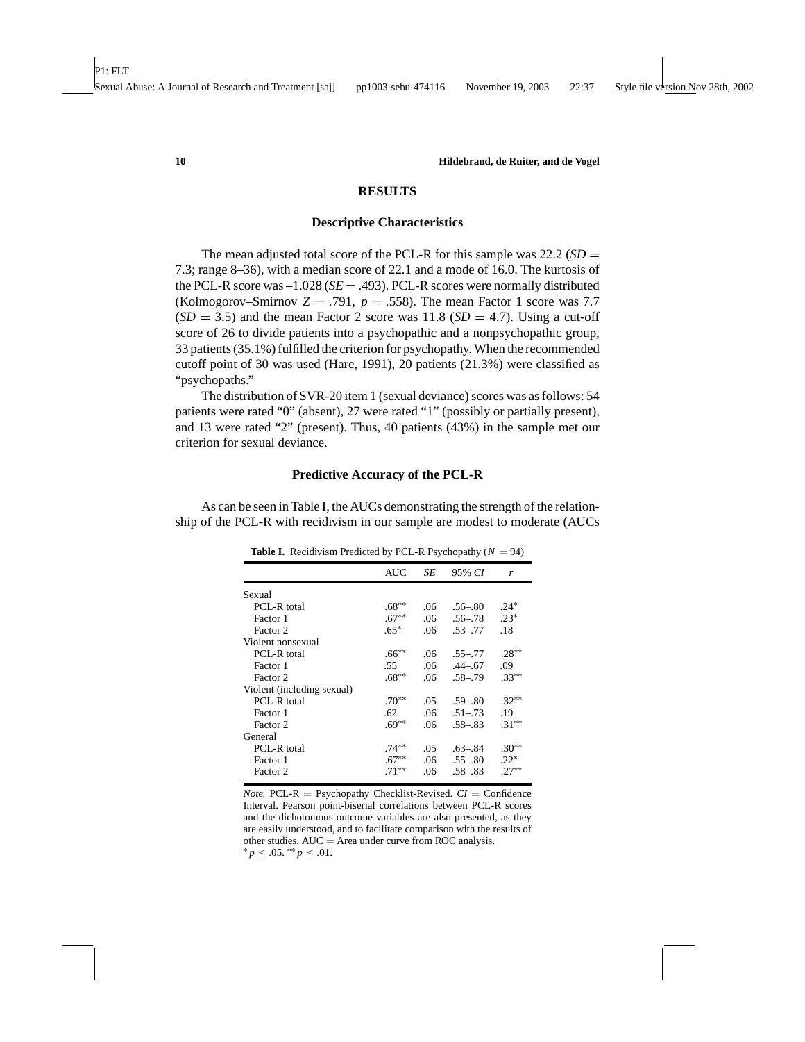## RESULTS

### Descriptive Characteristics

The mean adjusted total score of the PCL-R for this sample was 22.2 ($SD = 7.3$; range 8–36), with a median score of 22.1 and a mode of 16.0. The kurtosis of the PCL-R score was –1.028 ($SE = .493$). PCL-R scores were normally distributed (Kolmogorov–Smirnov $Z = .791$, $p = .558$). The mean Factor 1 score was 7.7 ($SD = 3.5$) and the mean Factor 2 score was 11.8 ($SD = 4.7$). Using a cut-off score of 26 to divide patients into a psychopathic and a nonpsychopathic group, 33 patients (35.1%) fulfilled the criterion for psychopathy. When the recommended cutoff point of 30 was used (Hare, 1991), 20 patients (21.3%) were classified as "psychopaths."

The distribution of SVR-20 item 1 (sexual deviance) scores was as follows: 54 patients were rated "0" (absent), 27 were rated "1" (possibly or partially present), and 13 were rated "2" (present). Thus, 40 patients (43%) in the sample met our criterion for sexual deviance.

### Predictive Accuracy of the PCL-R

As can be seen in Table I, the AUCs demonstrating the strength of the relationship of the PCL-R with recidivism in our sample are modest to moderate (AUCs

**Table I.** Recidivism Predicted by PCL-R Psychopathy ($N = 94$)

| | AUC | *SE* | 95% *CI* | *r* |
|---|---|---|---|---|
| Sexual | | | | |
| PCL-R total | .68** | .06 | .56–.80 | .24* |
| Factor 1 | .67** | .06 | .56–.78 | .23* |
| Factor 2 | .65* | .06 | .53–.77 | .18 |
| Violent nonsexual | | | | |
| PCL-R total | .66** | .06 | .55–.77 | .28** |
| Factor 1 | .55 | .06 | .44–.67 | .09 |
| Factor 2 | .68** | .06 | .58–.79 | .33** |
| Violent (including sexual) | | | | |
| PCL-R total | .70** | .05 | .59–.80 | .32** |
| Factor 1 | .62 | .06 | .51–.73 | .19 |
| Factor 2 | .69** | .06 | .58–.83 | .31** |
| General | | | | |
| PCL-R total | .74** | .05 | .63–.84 | .30** |
| Factor 1 | .67** | .06 | .55–.80 | .22* |
| Factor 2 | .71** | .06 | .58–.83 | .27** |

*Note.* PCL-R = Psychopathy Checklist-Revised. *CI* = Confidence Interval. Pearson point-biserial correlations between PCL-R scores and the dichotomous outcome variables are also presented, as they are easily understood, and to facilitate comparison with the results of other studies. AUC = Area under curve from ROC analysis.
*$p \leq .05$. **$p \leq .01$.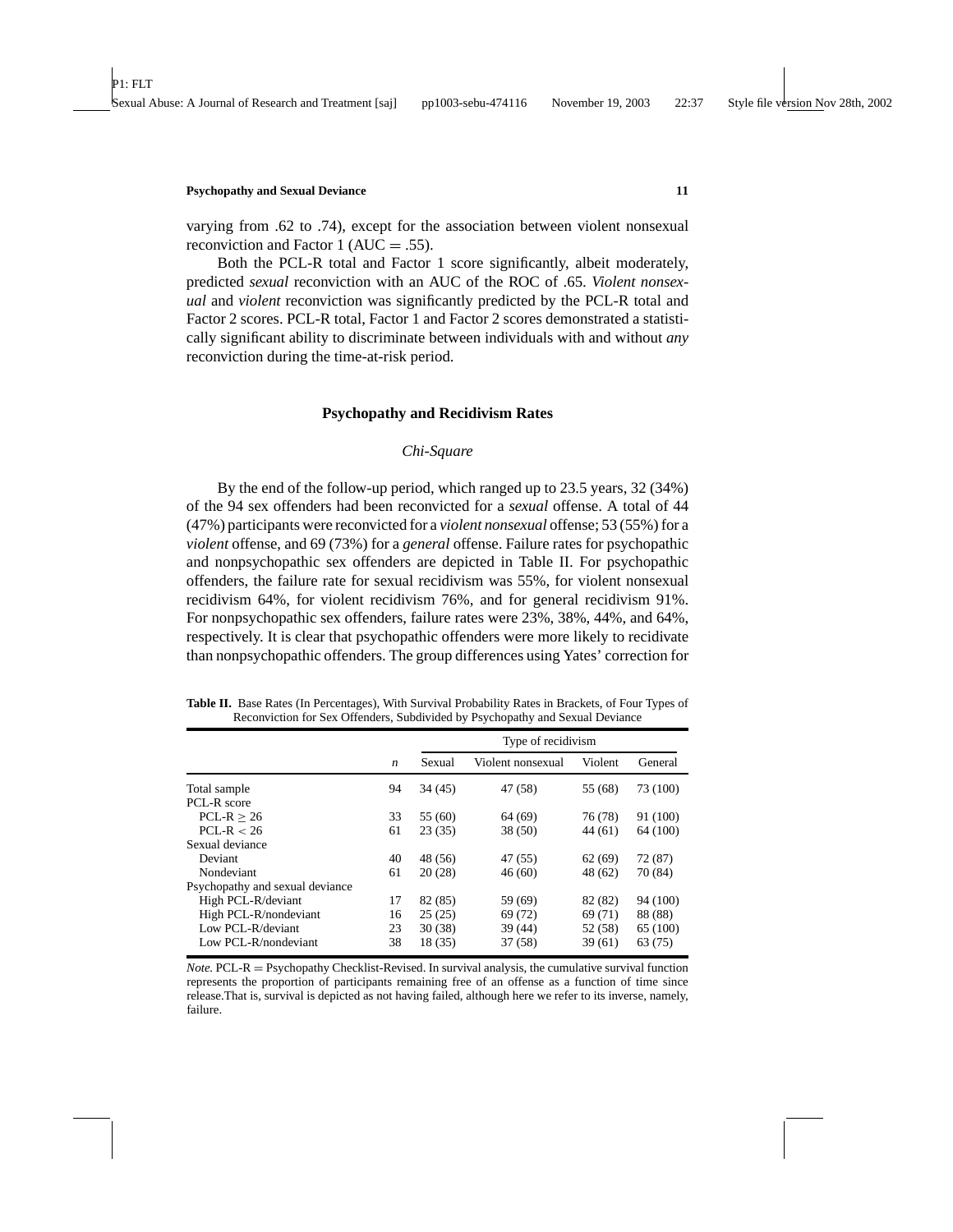varying from .62 to .74), except for the association between violent nonsexual reconviction and Factor 1 (AUC = .55).

Both the PCL-R total and Factor 1 score significantly, albeit moderately, predicted *sexual* reconviction with an AUC of the ROC of .65. *Violent nonsexual* and *violent* reconviction was significantly predicted by the PCL-R total and Factor 2 scores. PCL-R total, Factor 1 and Factor 2 scores demonstrated a statistically significant ability to discriminate between individuals with and without *any* reconviction during the time-at-risk period.

## Psychopathy and Recidivism Rates

### *Chi-Square*

By the end of the follow-up period, which ranged up to 23.5 years, 32 (34%) of the 94 sex offenders had been reconvicted for a *sexual* offense. A total of 44 (47%) participants were reconvicted for a *violent nonsexual* offense; 53 (55%) for a *violent* offense, and 69 (73%) for a *general* offense. Failure rates for psychopathic and nonpsychopathic sex offenders are depicted in Table II. For psychopathic offenders, the failure rate for sexual recidivism was 55%, for violent nonsexual recidivism 64%, for violent recidivism 76%, and for general recidivism 91%. For nonpsychopathic sex offenders, failure rates were 23%, 38%, 44%, and 64%, respectively. It is clear that psychopathic offenders were more likely to recidivate than nonpsychopathic offenders. The group differences using Yates' correction for

**Table II.** Base Rates (In Percentages), With Survival Probability Rates in Brackets, of Four Types of Reconviction for Sex Offenders, Subdivided by Psychopathy and Sexual Deviance

| | | Type of recidivism | | | |
|---|---|---|---|---|---|
| | *n* | Sexual | Violent nonsexual | Violent | General |
| Total sample | 94 | 34 (45) | 47 (58) | 55 (68) | 73 (100) |
| PCL-R score | | | | | |
| PCL-R $\geq$ 26 | 33 | 55 (60) | 64 (69) | 76 (78) | 91 (100) |
| PCL-R $<$ 26 | 61 | 23 (35) | 38 (50) | 44 (61) | 64 (100) |
| Sexual deviance | | | | | |
| Deviant | 40 | 48 (56) | 47 (55) | 62 (69) | 72 (87) |
| Nondeviant | 61 | 20 (28) | 46 (60) | 48 (62) | 70 (84) |
| Psychopathy and sexual deviance | | | | | |
| High PCL-R/deviant | 17 | 82 (85) | 59 (69) | 82 (82) | 94 (100) |
| High PCL-R/nondeviant | 16 | 25 (25) | 69 (72) | 69 (71) | 88 (88) |
| Low PCL-R/deviant | 23 | 30 (38) | 39 (44) | 52 (58) | 65 (100) |
| Low PCL-R/nondeviant | 38 | 18 (35) | 37 (58) | 39 (61) | 63 (75) |

*Note.* PCL-R = Psychopathy Checklist-Revised. In survival analysis, the cumulative survival function represents the proportion of participants remaining free of an offense as a function of time since release.That is, survival is depicted as not having failed, although here we refer to its inverse, namely, failure.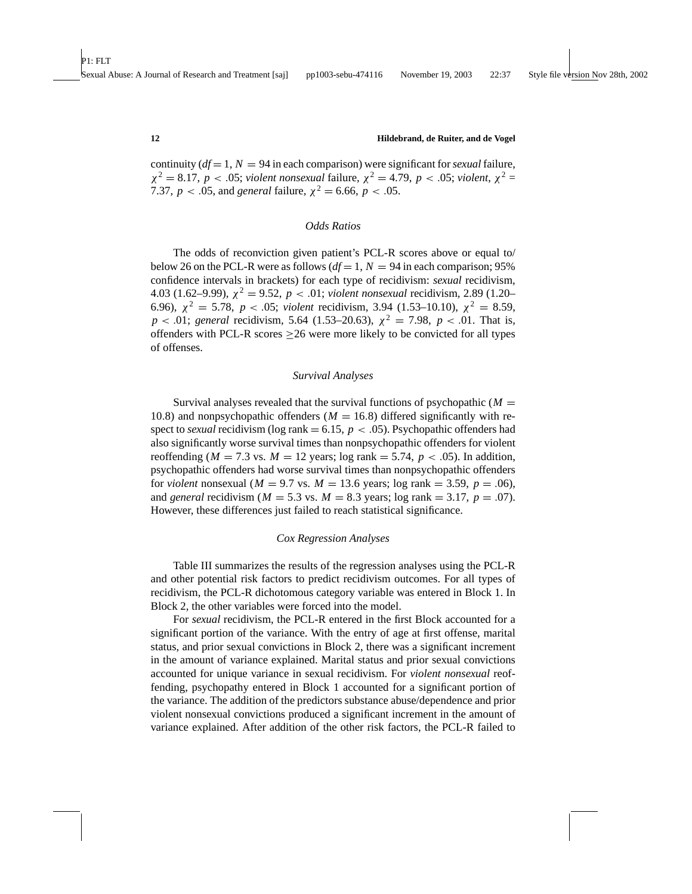continuity ($df = 1$, $N = 94$ in each comparison) were significant for *sexual* failure, $\chi^2 = 8.17$, $p < .05$; *violent nonsexual* failure, $\chi^2 = 4.79$, $p < .05$; *violent*, $\chi^2 = 7.37$, $p < .05$, and *general* failure, $\chi^2 = 6.66$, $p < .05$.

### *Odds Ratios*

The odds of reconviction given patient's PCL-R scores above or equal to/ below 26 on the PCL-R were as follows ($df = 1$, $N = 94$ in each comparison; 95% confidence intervals in brackets) for each type of recidivism: *sexual* recidivism, 4.03 (1.62–9.99), $\chi^2 = 9.52$, $p < .01$; *violent nonsexual* recidivism, 2.89 (1.20–6.96), $\chi^2 = 5.78$, $p < .05$; *violent* recidivism, 3.94 (1.53–10.10), $\chi^2 = 8.59$, $p < .01$; *general* recidivism, 5.64 (1.53–20.63), $\chi^2 = 7.98$, $p < .01$. That is, offenders with PCL-R scores $\geq 26$ were more likely to be convicted for all types of offenses.

### *Survival Analyses*

Survival analyses revealed that the survival functions of psychopathic ($M = 10.8$) and nonpsychopathic offenders ($M = 16.8$) differed significantly with respect to *sexual* recidivism (log rank = 6.15, $p < .05$). Psychopathic offenders had also significantly worse survival times than nonpsychopathic offenders for violent reoffending ($M = 7.3$ vs. $M = 12$ years; log rank = 5.74, $p < .05$). In addition, psychopathic offenders had worse survival times than nonpsychopathic offenders for *violent* nonsexual ($M = 9.7$ vs. $M = 13.6$ years; log rank = 3.59, $p = .06$), and *general* recidivism ($M = 5.3$ vs. $M = 8.3$ years; log rank = 3.17, $p = .07$). However, these differences just failed to reach statistical significance.

### *Cox Regression Analyses*

Table III summarizes the results of the regression analyses using the PCL-R and other potential risk factors to predict recidivism outcomes. For all types of recidivism, the PCL-R dichotomous category variable was entered in Block 1. In Block 2, the other variables were forced into the model.

For *sexual* recidivism, the PCL-R entered in the first Block accounted for a significant portion of the variance. With the entry of age at first offense, marital status, and prior sexual convictions in Block 2, there was a significant increment in the amount of variance explained. Marital status and prior sexual convictions accounted for unique variance in sexual recidivism. For *violent nonsexual* reoffending, psychopathy entered in Block 1 accounted for a significant portion of the variance. The addition of the predictors substance abuse/dependence and prior violent nonsexual convictions produced a significant increment in the amount of variance explained. After addition of the other risk factors, the PCL-R failed to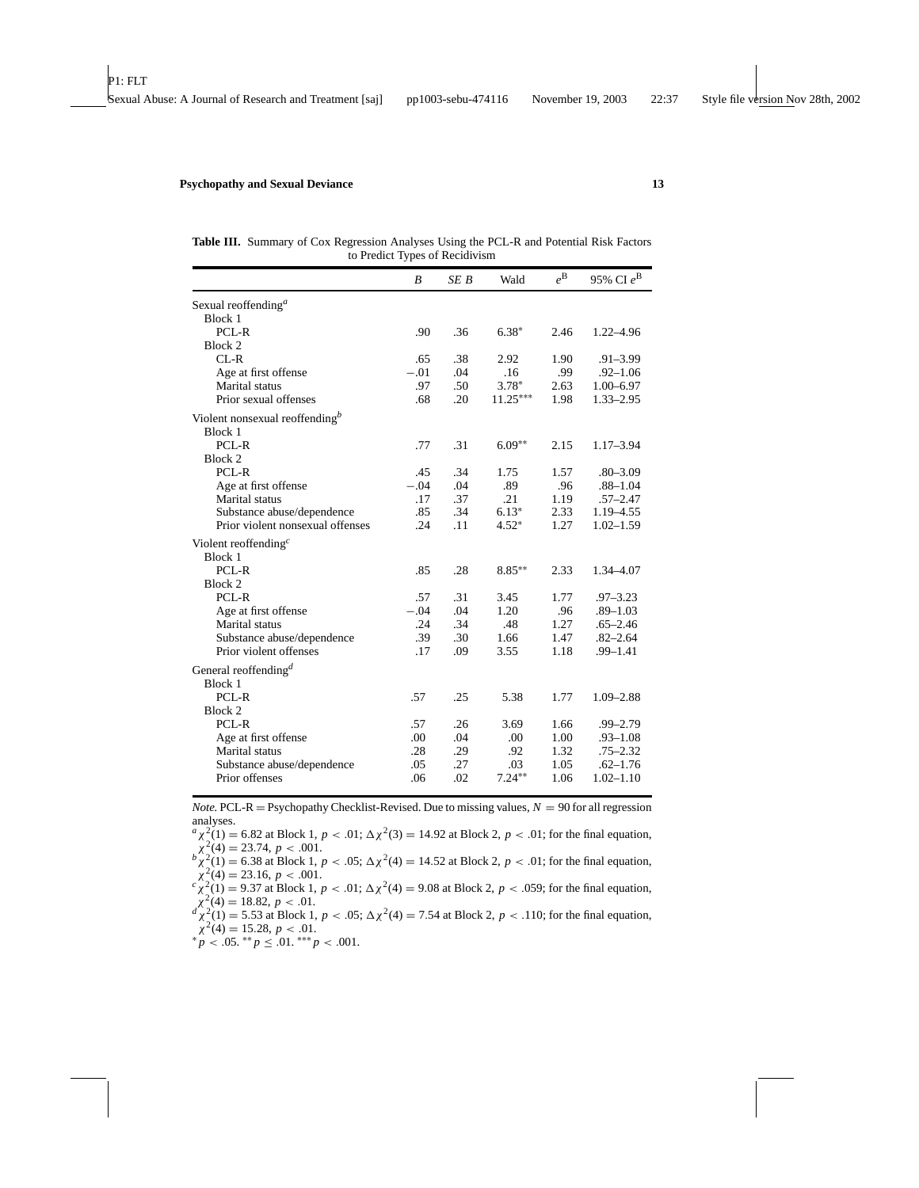**Table III.** Summary of Cox Regression Analyses Using the PCL-R and Potential Risk Factors to Predict Types of Recidivism

| | *B* | *SE B* | Wald | $e^{B}$ | 95% CI $e^{B}$ |
|---|---|---|---|---|---|
| Sexual reoffending[a] | | | | | |
| Block 1 | | | | | |
| PCL-R | .90 | .36 | 6.38* | 2.46 | 1.22–4.96 |
| Block 2 | | | | | |
| CL-R | .65 | .38 | 2.92 | 1.90 | .91–3.99 |
| Age at first offense | −.01 | .04 | .16 | .99 | .92–1.06 |
| Marital status | .97 | .50 | 3.78* | 2.63 | 1.00–6.97 |
| Prior sexual offenses | .68 | .20 | 11.25*** | 1.98 | 1.33–2.95 |
| Violent nonsexual reoffending[b] | | | | | |
| Block 1 | | | | | |
| PCL-R | .77 | .31 | 6.09** | 2.15 | 1.17–3.94 |
| Block 2 | | | | | |
| PCL-R | .45 | .34 | 1.75 | 1.57 | .80–3.09 |
| Age at first offense | −.04 | .04 | .89 | .96 | .88–1.04 |
| Marital status | .17 | .37 | .21 | 1.19 | .57–2.47 |
| Substance abuse/dependence | .85 | .34 | 6.13* | 2.33 | 1.19–4.55 |
| Prior violent nonsexual offenses | .24 | .11 | 4.52* | 1.27 | 1.02–1.59 |
| Violent reoffending[c] | | | | | |
| Block 1 | | | | | |
| PCL-R | .85 | .28 | 8.85** | 2.33 | 1.34–4.07 |
| Block 2 | | | | | |
| PCL-R | .57 | .31 | 3.45 | 1.77 | .97–3.23 |
| Age at first offense | −.04 | .04 | 1.20 | .96 | .89–1.03 |
| Marital status | .24 | .34 | .48 | 1.27 | .65–2.46 |
| Substance abuse/dependence | .39 | .30 | 1.66 | 1.47 | .82–2.64 |
| Prior violent offenses | .17 | .09 | 3.55 | 1.18 | .99–1.41 |
| General reoffending[d] | | | | | |
| Block 1 | | | | | |
| PCL-R | .57 | .25 | 5.38 | 1.77 | 1.09–2.88 |
| Block 2 | | | | | |
| PCL-R | .57 | .26 | 3.69 | 1.66 | .99–2.79 |
| Age at first offense | .00 | .04 | .00 | 1.00 | .93–1.08 |
| Marital status | .28 | .29 | .92 | 1.32 | .75–2.32 |
| Substance abuse/dependence | .05 | .27 | .03 | 1.05 | .62–1.76 |
| Prior offenses | .06 | .02 | 7.24** | 1.06 | 1.02–1.10 |

*Note.* PCL-R = Psychopathy Checklist-Revised. Due to missing values, $N = 90$ for all regression analyses.

[a] $\chi^2(1) = 6.82$ at Block 1, $p < .01$; $\Delta\chi^2(3) = 14.92$ at Block 2, $p < .01$; for the final equation, $\chi^2(4) = 23.74$, $p < .001$.

[b] $\chi^2(1) = 6.38$ at Block 1, $p < .05$; $\Delta\chi^2(4) = 14.52$ at Block 2, $p < .01$; for the final equation, $\chi^2(4) = 23.16$, $p < .001$.

[c] $\chi^2(1) = 9.37$ at Block 1, $p < .01$; $\Delta\chi^2(4) = 9.08$ at Block 2, $p < .059$; for the final equation, $\chi^2(4) = 18.82$, $p < .01$.

[d] $\chi^2(1) = 5.53$ at Block 1, $p < .05$; $\Delta\chi^2(4) = 7.54$ at Block 2, $p < .110$; for the final equation, $\chi^2(4) = 15.28$, $p < .01$.

\* $p < .05$. \*\* $p \leq .01$. \*\*\* $p < .001$.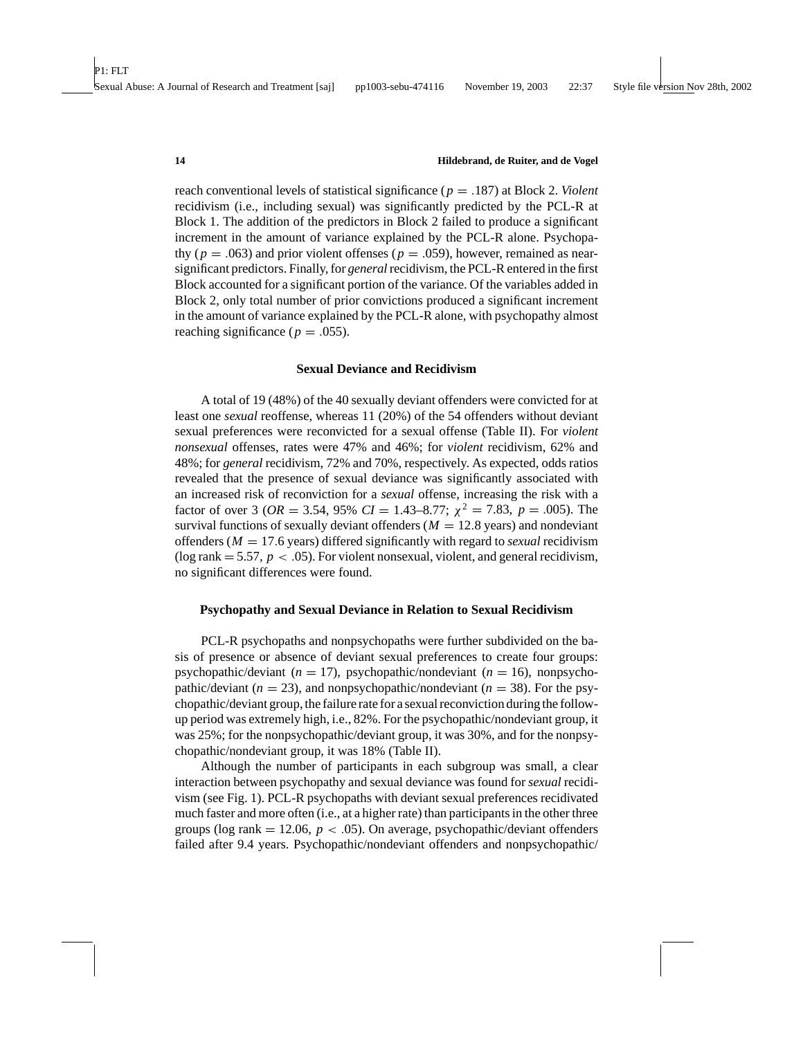reach conventional levels of statistical significance ($p = .187$) at Block 2. *Violent* recidivism (i.e., including sexual) was significantly predicted by the PCL-R at Block 1. The addition of the predictors in Block 2 failed to produce a significant increment in the amount of variance explained by the PCL-R alone. Psychopathy ($p = .063$) and prior violent offenses ($p = .059$), however, remained as near-significant predictors. Finally, for *general* recidivism, the PCL-R entered in the first Block accounted for a significant portion of the variance. Of the variables added in Block 2, only total number of prior convictions produced a significant increment in the amount of variance explained by the PCL-R alone, with psychopathy almost reaching significance ($p = .055$).

### Sexual Deviance and Recidivism

A total of 19 (48%) of the 40 sexually deviant offenders were convicted for at least one *sexual* reoffense, whereas 11 (20%) of the 54 offenders without deviant sexual preferences were reconvicted for a sexual offense (Table II). For *violent nonsexual* offenses, rates were 47% and 46%; for *violent* recidivism, 62% and 48%; for *general* recidivism, 72% and 70%, respectively. As expected, odds ratios revealed that the presence of sexual deviance was significantly associated with an increased risk of reconviction for a *sexual* offense, increasing the risk with a factor of over 3 ($OR = 3.54$, 95% $CI = 1.43$–$8.77$; $\chi^2 = 7.83$, $p = .005$). The survival functions of sexually deviant offenders ($M = 12.8$ years) and nondeviant offenders ($M = 17.6$ years) differed significantly with regard to *sexual* recidivism (log rank $= 5.57$, $p < .05$). For violent nonsexual, violent, and general recidivism, no significant differences were found.

### Psychopathy and Sexual Deviance in Relation to Sexual Recidivism

PCL-R psychopaths and nonpsychopaths were further subdivided on the basis of presence or absence of deviant sexual preferences to create four groups: psychopathic/deviant ($n = 17$), psychopathic/nondeviant ($n = 16$), nonpsychopathic/deviant ($n = 23$), and nonpsychopathic/nondeviant ($n = 38$). For the psychopathic/deviant group, the failure rate for a sexual reconviction during the follow-up period was extremely high, i.e., 82%. For the psychopathic/nondeviant group, it was 25%; for the nonpsychopathic/deviant group, it was 30%, and for the nonpsychopathic/nondeviant group, it was 18% (Table II).

Although the number of participants in each subgroup was small, a clear interaction between psychopathy and sexual deviance was found for *sexual* recidivism (see Fig. 1). PCL-R psychopaths with deviant sexual preferences recidivated much faster and more often (i.e., at a higher rate) than participants in the other three groups (log rank $= 12.06$, $p < .05$). On average, psychopathic/deviant offenders failed after 9.4 years. Psychopathic/nondeviant offenders and nonpsychopathic/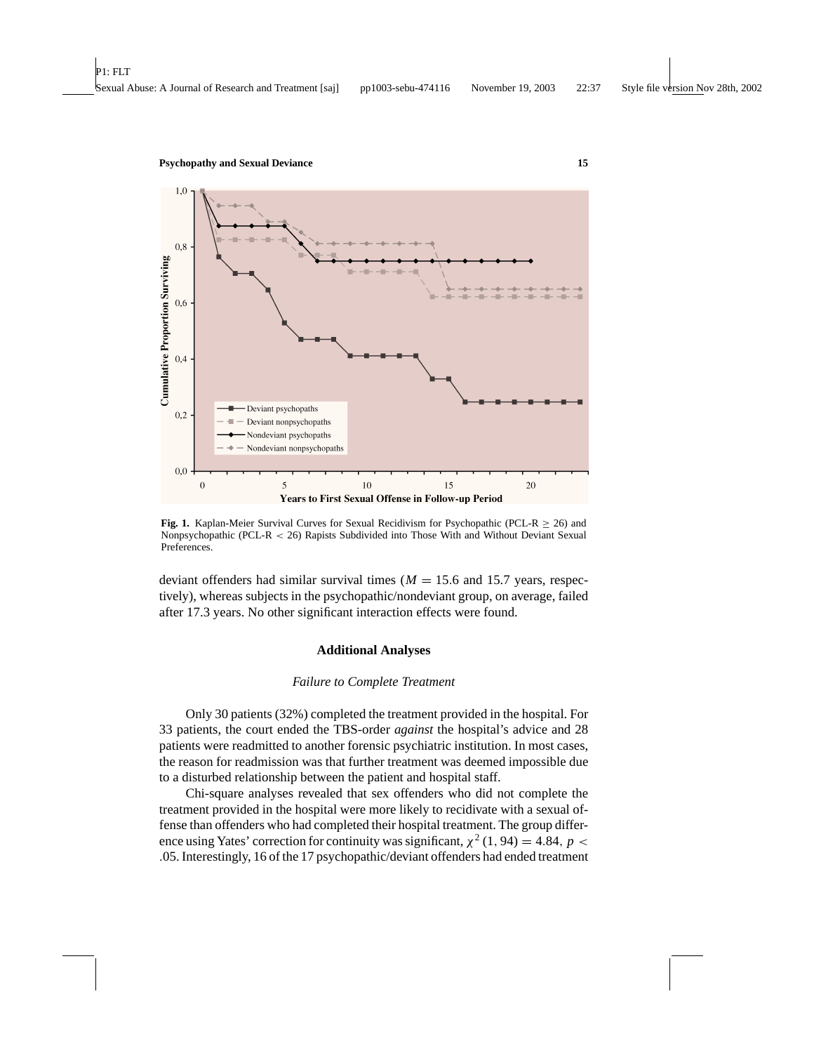Fig. 1. Kaplan-Meier Survival Curves for Sexual Recidivism for Psychopathic (PCL-R $\geq$ 26) and Nonpsychopathic (PCL-R $<$ 26) Rapists Subdivided into Those With and Without Deviant Sexual Preferences.

deviant offenders had similar survival times ($M = 15.6$ and 15.7 years, respectively), whereas subjects in the psychopathic/nondeviant group, on average, failed after 17.3 years. No other significant interaction effects were found.

## Additional Analyses

### *Failure to Complete Treatment*

Only 30 patients (32%) completed the treatment provided in the hospital. For 33 patients, the court ended the TBS-order *against* the hospital's advice and 28 patients were readmitted to another forensic psychiatric institution. In most cases, the reason for readmission was that further treatment was deemed impossible due to a disturbed relationship between the patient and hospital staff.

Chi-square analyses revealed that sex offenders who did not complete the treatment provided in the hospital were more likely to recidivate with a sexual offense than offenders who had completed their hospital treatment. The group difference using Yates' correction for continuity was significant, $\chi^2(1, 94) = 4.84$, $p < .05$. Interestingly, 16 of the 17 psychopathic/deviant offenders had ended treatment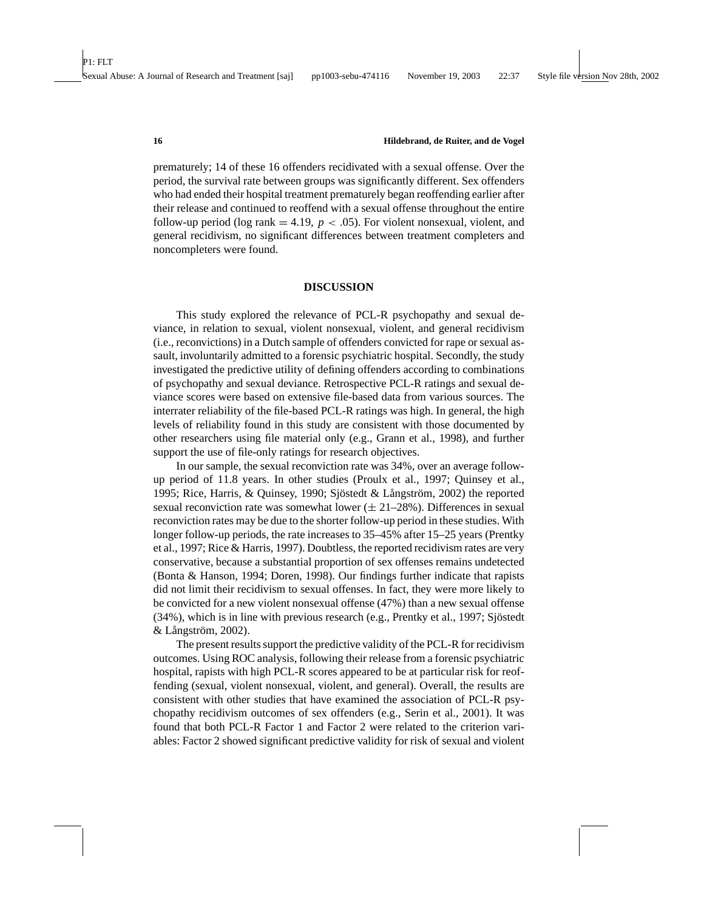prematurely; 14 of these 16 offenders recidivated with a sexual offense. Over the period, the survival rate between groups was significantly different. Sex offenders who had ended their hospital treatment prematurely began reoffending earlier after their release and continued to reoffend with a sexual offense throughout the entire follow-up period (log rank $= 4.19$, $p < .05$). For violent nonsexual, violent, and general recidivism, no significant differences between treatment completers and noncompleters were found.

## DISCUSSION

This study explored the relevance of PCL-R psychopathy and sexual deviance, in relation to sexual, violent nonsexual, violent, and general recidivism (i.e., reconvictions) in a Dutch sample of offenders convicted for rape or sexual assault, involuntarily admitted to a forensic psychiatric hospital. Secondly, the study investigated the predictive utility of defining offenders according to combinations of psychopathy and sexual deviance. Retrospective PCL-R ratings and sexual deviance scores were based on extensive file-based data from various sources. The interrater reliability of the file-based PCL-R ratings was high. In general, the high levels of reliability found in this study are consistent with those documented by other researchers using file material only (e.g., Grann et al., 1998), and further support the use of file-only ratings for research objectives.

In our sample, the sexual reconviction rate was 34%, over an average follow-up period of 11.8 years. In other studies (Proulx et al., 1997; Quinsey et al., 1995; Rice, Harris, & Quinsey, 1990; Sjöstedt & Långström, 2002) the reported sexual reconviction rate was somewhat lower ($\pm$ 21–28%). Differences in sexual reconviction rates may be due to the shorter follow-up period in these studies. With longer follow-up periods, the rate increases to 35–45% after 15–25 years (Prentky et al., 1997; Rice & Harris, 1997). Doubtless, the reported recidivism rates are very conservative, because a substantial proportion of sex offenses remains undetected (Bonta & Hanson, 1994; Doren, 1998). Our findings further indicate that rapists did not limit their recidivism to sexual offenses. In fact, they were more likely to be convicted for a new violent nonsexual offense (47%) than a new sexual offense (34%), which is in line with previous research (e.g., Prentky et al., 1997; Sjöstedt & Långström, 2002).

The present results support the predictive validity of the PCL-R for recidivism outcomes. Using ROC analysis, following their release from a forensic psychiatric hospital, rapists with high PCL-R scores appeared to be at particular risk for reoffending (sexual, violent nonsexual, violent, and general). Overall, the results are consistent with other studies that have examined the association of PCL-R psychopathy recidivism outcomes of sex offenders (e.g., Serin et al., 2001). It was found that both PCL-R Factor 1 and Factor 2 were related to the criterion variables: Factor 2 showed significant predictive validity for risk of sexual and violent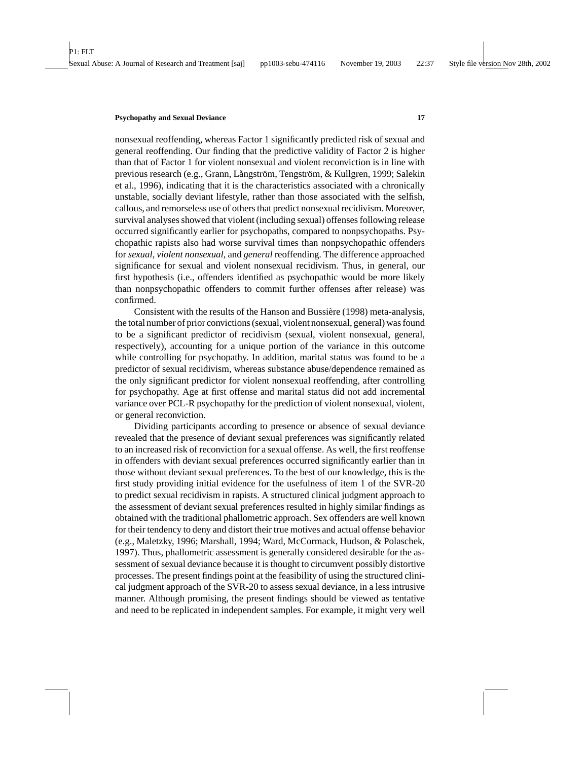nonsexual reoffending, whereas Factor 1 significantly predicted risk of sexual and general reoffending. Our finding that the predictive validity of Factor 2 is higher than that of Factor 1 for violent nonsexual and violent reconviction is in line with previous research (e.g., Grann, Långström, Tengström, & Kullgren, 1999; Salekin et al., 1996), indicating that it is the characteristics associated with a chronically unstable, socially deviant lifestyle, rather than those associated with the selfish, callous, and remorseless use of others that predict nonsexual recidivism. Moreover, survival analyses showed that violent (including sexual) offenses following release occurred significantly earlier for psychopaths, compared to nonpsychopaths. Psychopathic rapists also had worse survival times than nonpsychopathic offenders for *sexual*, *violent nonsexual*, and *general* reoffending. The difference approached significance for sexual and violent nonsexual recidivism. Thus, in general, our first hypothesis (i.e., offenders identified as psychopathic would be more likely than nonpsychopathic offenders to commit further offenses after release) was confirmed.

Consistent with the results of the Hanson and Bussière (1998) meta-analysis, the total number of prior convictions (sexual, violent nonsexual, general) was found to be a significant predictor of recidivism (sexual, violent nonsexual, general, respectively), accounting for a unique portion of the variance in this outcome while controlling for psychopathy. In addition, marital status was found to be a predictor of sexual recidivism, whereas substance abuse/dependence remained as the only significant predictor for violent nonsexual reoffending, after controlling for psychopathy. Age at first offense and marital status did not add incremental variance over PCL-R psychopathy for the prediction of violent nonsexual, violent, or general reconviction.

Dividing participants according to presence or absence of sexual deviance revealed that the presence of deviant sexual preferences was significantly related to an increased risk of reconviction for a sexual offense. As well, the first reoffense in offenders with deviant sexual preferences occurred significantly earlier than in those without deviant sexual preferences. To the best of our knowledge, this is the first study providing initial evidence for the usefulness of item 1 of the SVR-20 to predict sexual recidivism in rapists. A structured clinical judgment approach to the assessment of deviant sexual preferences resulted in highly similar findings as obtained with the traditional phallometric approach. Sex offenders are well known for their tendency to deny and distort their true motives and actual offense behavior (e.g., Maletzky, 1996; Marshall, 1994; Ward, McCormack, Hudson, & Polaschek, 1997). Thus, phallometric assessment is generally considered desirable for the assessment of sexual deviance because it is thought to circumvent possibly distortive processes. The present findings point at the feasibility of using the structured clinical judgment approach of the SVR-20 to assess sexual deviance, in a less intrusive manner. Although promising, the present findings should be viewed as tentative and need to be replicated in independent samples. For example, it might very well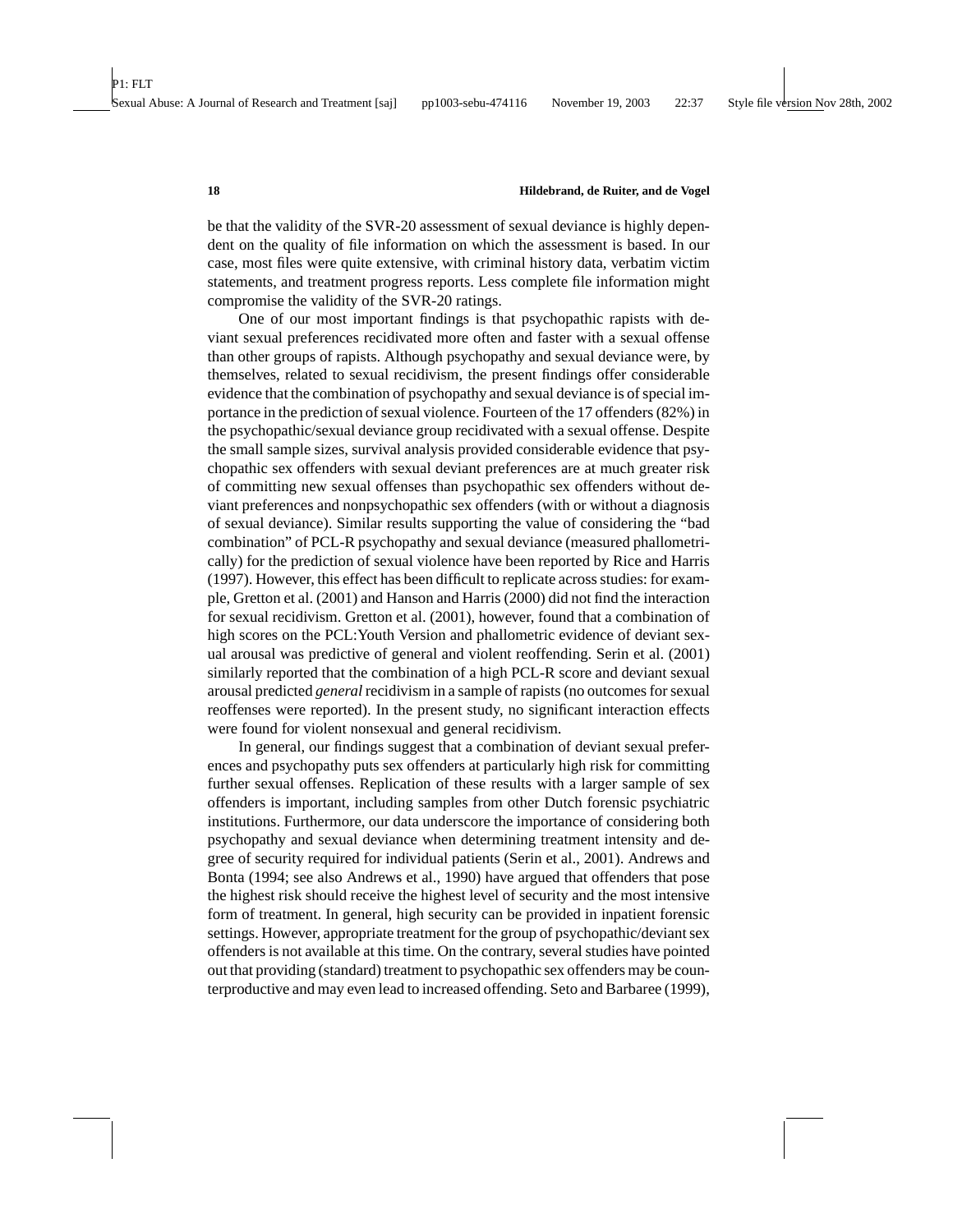be that the validity of the SVR-20 assessment of sexual deviance is highly dependent on the quality of file information on which the assessment is based. In our case, most files were quite extensive, with criminal history data, verbatim victim statements, and treatment progress reports. Less complete file information might compromise the validity of the SVR-20 ratings.

One of our most important findings is that psychopathic rapists with deviant sexual preferences recidivated more often and faster with a sexual offense than other groups of rapists. Although psychopathy and sexual deviance were, by themselves, related to sexual recidivism, the present findings offer considerable evidence that the combination of psychopathy and sexual deviance is of special importance in the prediction of sexual violence. Fourteen of the 17 offenders (82%) in the psychopathic/sexual deviance group recidivated with a sexual offense. Despite the small sample sizes, survival analysis provided considerable evidence that psychopathic sex offenders with sexual deviant preferences are at much greater risk of committing new sexual offenses than psychopathic sex offenders without deviant preferences and nonpsychopathic sex offenders (with or without a diagnosis of sexual deviance). Similar results supporting the value of considering the "bad combination" of PCL-R psychopathy and sexual deviance (measured phallometrically) for the prediction of sexual violence have been reported by Rice and Harris (1997). However, this effect has been difficult to replicate across studies: for example, Gretton et al. (2001) and Hanson and Harris (2000) did not find the interaction for sexual recidivism. Gretton et al. (2001), however, found that a combination of high scores on the PCL:Youth Version and phallometric evidence of deviant sexual arousal was predictive of general and violent reoffending. Serin et al. (2001) similarly reported that the combination of a high PCL-R score and deviant sexual arousal predicted *general* recidivism in a sample of rapists (no outcomes for sexual reoffenses were reported). In the present study, no significant interaction effects were found for violent nonsexual and general recidivism.

In general, our findings suggest that a combination of deviant sexual preferences and psychopathy puts sex offenders at particularly high risk for committing further sexual offenses. Replication of these results with a larger sample of sex offenders is important, including samples from other Dutch forensic psychiatric institutions. Furthermore, our data underscore the importance of considering both psychopathy and sexual deviance when determining treatment intensity and degree of security required for individual patients (Serin et al., 2001). Andrews and Bonta (1994; see also Andrews et al., 1990) have argued that offenders that pose the highest risk should receive the highest level of security and the most intensive form of treatment. In general, high security can be provided in inpatient forensic settings. However, appropriate treatment for the group of psychopathic/deviant sex offenders is not available at this time. On the contrary, several studies have pointed out that providing (standard) treatment to psychopathic sex offenders may be counterproductive and may even lead to increased offending. Seto and Barbaree (1999),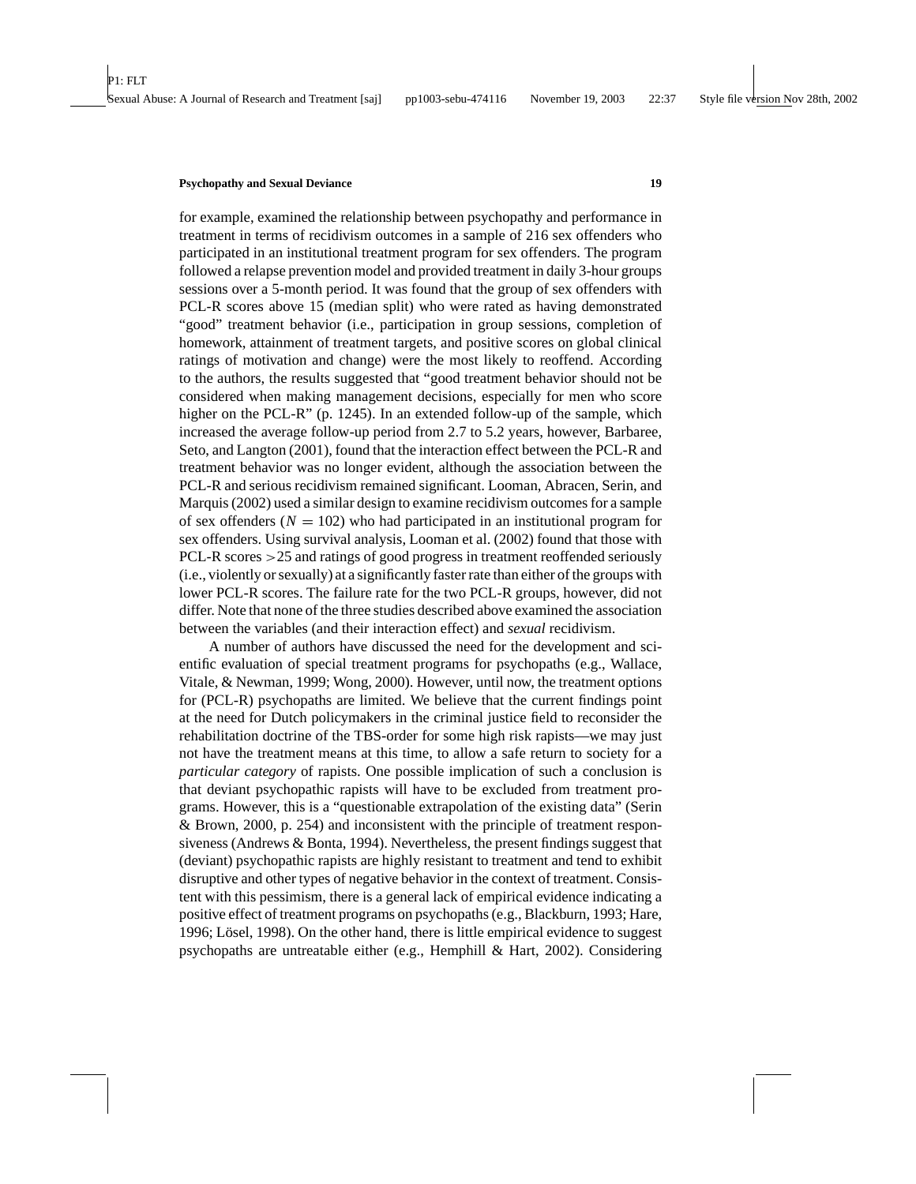for example, examined the relationship between psychopathy and performance in treatment in terms of recidivism outcomes in a sample of 216 sex offenders who participated in an institutional treatment program for sex offenders. The program followed a relapse prevention model and provided treatment in daily 3-hour groups sessions over a 5-month period. It was found that the group of sex offenders with PCL-R scores above 15 (median split) who were rated as having demonstrated "good" treatment behavior (i.e., participation in group sessions, completion of homework, attainment of treatment targets, and positive scores on global clinical ratings of motivation and change) were the most likely to reoffend. According to the authors, the results suggested that "good treatment behavior should not be considered when making management decisions, especially for men who score higher on the PCL-R" (p. 1245). In an extended follow-up of the sample, which increased the average follow-up period from 2.7 to 5.2 years, however, Barbaree, Seto, and Langton (2001), found that the interaction effect between the PCL-R and treatment behavior was no longer evident, although the association between the PCL-R and serious recidivism remained significant. Looman, Abracen, Serin, and Marquis (2002) used a similar design to examine recidivism outcomes for a sample of sex offenders ($N = 102$) who had participated in an institutional program for sex offenders. Using survival analysis, Looman et al. (2002) found that those with PCL-R scores $>25$ and ratings of good progress in treatment reoffended seriously (i.e., violently or sexually) at a significantly faster rate than either of the groups with lower PCL-R scores. The failure rate for the two PCL-R groups, however, did not differ. Note that none of the three studies described above examined the association between the variables (and their interaction effect) and *sexual* recidivism.

A number of authors have discussed the need for the development and scientific evaluation of special treatment programs for psychopaths (e.g., Wallace, Vitale, & Newman, 1999; Wong, 2000). However, until now, the treatment options for (PCL-R) psychopaths are limited. We believe that the current findings point at the need for Dutch policymakers in the criminal justice field to reconsider the rehabilitation doctrine of the TBS-order for some high risk rapists—we may just not have the treatment means at this time, to allow a safe return to society for a *particular category* of rapists. One possible implication of such a conclusion is that deviant psychopathic rapists will have to be excluded from treatment programs. However, this is a "questionable extrapolation of the existing data" (Serin & Brown, 2000, p. 254) and inconsistent with the principle of treatment responsiveness (Andrews & Bonta, 1994). Nevertheless, the present findings suggest that (deviant) psychopathic rapists are highly resistant to treatment and tend to exhibit disruptive and other types of negative behavior in the context of treatment. Consistent with this pessimism, there is a general lack of empirical evidence indicating a positive effect of treatment programs on psychopaths (e.g., Blackburn, 1993; Hare, 1996; Lösel, 1998). On the other hand, there is little empirical evidence to suggest psychopaths are untreatable either (e.g., Hemphill & Hart, 2002). Considering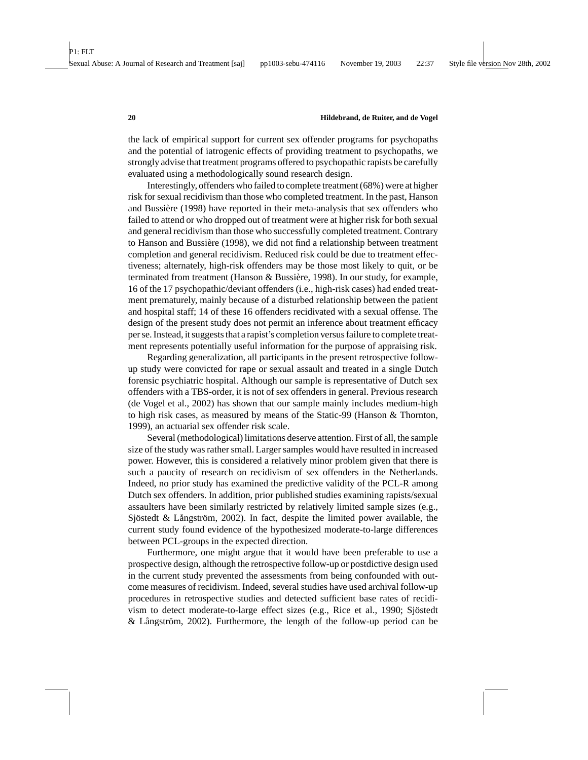the lack of empirical support for current sex offender programs for psychopaths and the potential of iatrogenic effects of providing treatment to psychopaths, we strongly advise that treatment programs offered to psychopathic rapists be carefully evaluated using a methodologically sound research design.

Interestingly, offenders who failed to complete treatment (68%) were at higher risk for sexual recidivism than those who completed treatment. In the past, Hanson and Bussière (1998) have reported in their meta-analysis that sex offenders who failed to attend or who dropped out of treatment were at higher risk for both sexual and general recidivism than those who successfully completed treatment. Contrary to Hanson and Bussière (1998), we did not find a relationship between treatment completion and general recidivism. Reduced risk could be due to treatment effectiveness; alternately, high-risk offenders may be those most likely to quit, or be terminated from treatment (Hanson & Bussière, 1998). In our study, for example, 16 of the 17 psychopathic/deviant offenders (i.e., high-risk cases) had ended treatment prematurely, mainly because of a disturbed relationship between the patient and hospital staff; 14 of these 16 offenders recidivated with a sexual offense. The design of the present study does not permit an inference about treatment efficacy per se. Instead, it suggests that a rapist's completion versus failure to complete treatment represents potentially useful information for the purpose of appraising risk.

Regarding generalization, all participants in the present retrospective follow-up study were convicted for rape or sexual assault and treated in a single Dutch forensic psychiatric hospital. Although our sample is representative of Dutch sex offenders with a TBS-order, it is not of sex offenders in general. Previous research (de Vogel et al., 2002) has shown that our sample mainly includes medium-high to high risk cases, as measured by means of the Static-99 (Hanson & Thornton, 1999), an actuarial sex offender risk scale.

Several (methodological) limitations deserve attention. First of all, the sample size of the study was rather small. Larger samples would have resulted in increased power. However, this is considered a relatively minor problem given that there is such a paucity of research on recidivism of sex offenders in the Netherlands. Indeed, no prior study has examined the predictive validity of the PCL-R among Dutch sex offenders. In addition, prior published studies examining rapists/sexual assaulters have been similarly restricted by relatively limited sample sizes (e.g., Sjöstedt & Långström, 2002). In fact, despite the limited power available, the current study found evidence of the hypothesized moderate-to-large differences between PCL-groups in the expected direction.

Furthermore, one might argue that it would have been preferable to use a prospective design, although the retrospective follow-up or postdictive design used in the current study prevented the assessments from being confounded with outcome measures of recidivism. Indeed, several studies have used archival follow-up procedures in retrospective studies and detected sufficient base rates of recidivism to detect moderate-to-large effect sizes (e.g., Rice et al., 1990; Sjöstedt & Långström, 2002). Furthermore, the length of the follow-up period can be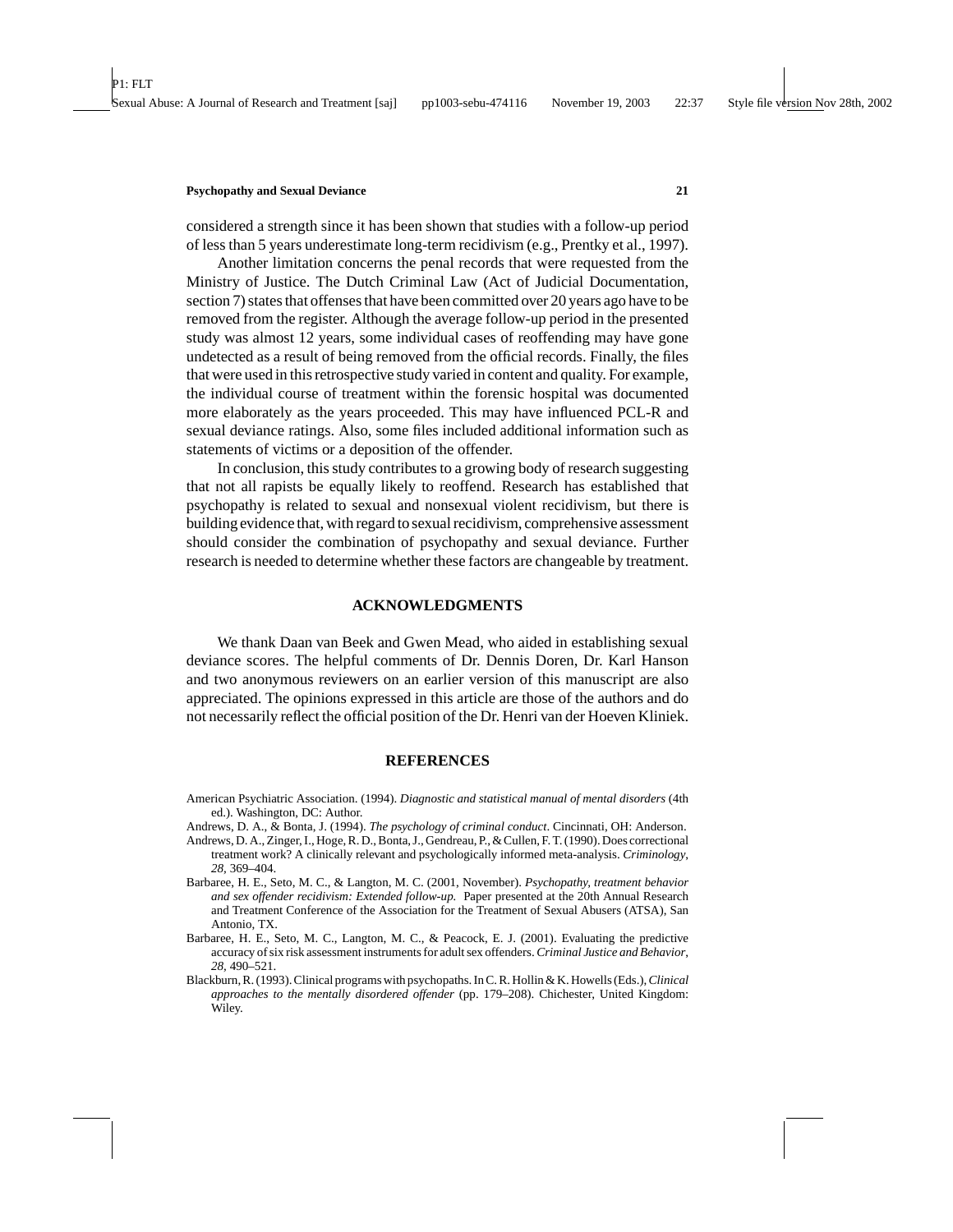considered a strength since it has been shown that studies with a follow-up period of less than 5 years underestimate long-term recidivism (e.g., Prentky et al., 1997).

Another limitation concerns the penal records that were requested from the Ministry of Justice. The Dutch Criminal Law (Act of Judicial Documentation, section 7) states that offenses that have been committed over 20 years ago have to be removed from the register. Although the average follow-up period in the presented study was almost 12 years, some individual cases of reoffending may have gone undetected as a result of being removed from the official records. Finally, the files that were used in this retrospective study varied in content and quality. For example, the individual course of treatment within the forensic hospital was documented more elaborately as the years proceeded. This may have influenced PCL-R and sexual deviance ratings. Also, some files included additional information such as statements of victims or a deposition of the offender.

In conclusion, this study contributes to a growing body of research suggesting that not all rapists be equally likely to reoffend. Research has established that psychopathy is related to sexual and nonsexual violent recidivism, but there is building evidence that, with regard to sexual recidivism, comprehensive assessment should consider the combination of psychopathy and sexual deviance. Further research is needed to determine whether these factors are changeable by treatment.

## ACKNOWLEDGMENTS

We thank Daan van Beek and Gwen Mead, who aided in establishing sexual deviance scores. The helpful comments of Dr. Dennis Doren, Dr. Karl Hanson and two anonymous reviewers on an earlier version of this manuscript are also appreciated. The opinions expressed in this article are those of the authors and do not necessarily reflect the official position of the Dr. Henri van der Hoeven Kliniek.

## REFERENCES

American Psychiatric Association. (1994). *Diagnostic and statistical manual of mental disorders* (4th ed.). Washington, DC: Author.

Andrews, D. A., & Bonta, J. (1994). *The psychology of criminal conduct*. Cincinnati, OH: Anderson.

Andrews, D. A., Zinger, I., Hoge, R. D., Bonta, J., Gendreau, P., & Cullen, F. T. (1990). Does correctional treatment work? A clinically relevant and psychologically informed meta-analysis. *Criminology, 28*, 369–404.

Barbaree, H. E., Seto, M. C., & Langton, M. C. (2001, November). *Psychopathy, treatment behavior and sex offender recidivism: Extended follow-up.* Paper presented at the 20th Annual Research and Treatment Conference of the Association for the Treatment of Sexual Abusers (ATSA), San Antonio, TX.

Barbaree, H. E., Seto, M. C., Langton, M. C., & Peacock, E. J. (2001). Evaluating the predictive accuracy of six risk assessment instruments for adult sex offenders. *Criminal Justice and Behavior, 28*, 490–521.

Blackburn, R. (1993). Clinical programs with psychopaths. In C. R. Hollin & K. Howells (Eds.), *Clinical approaches to the mentally disordered offender* (pp. 179–208). Chichester, United Kingdom: Wiley.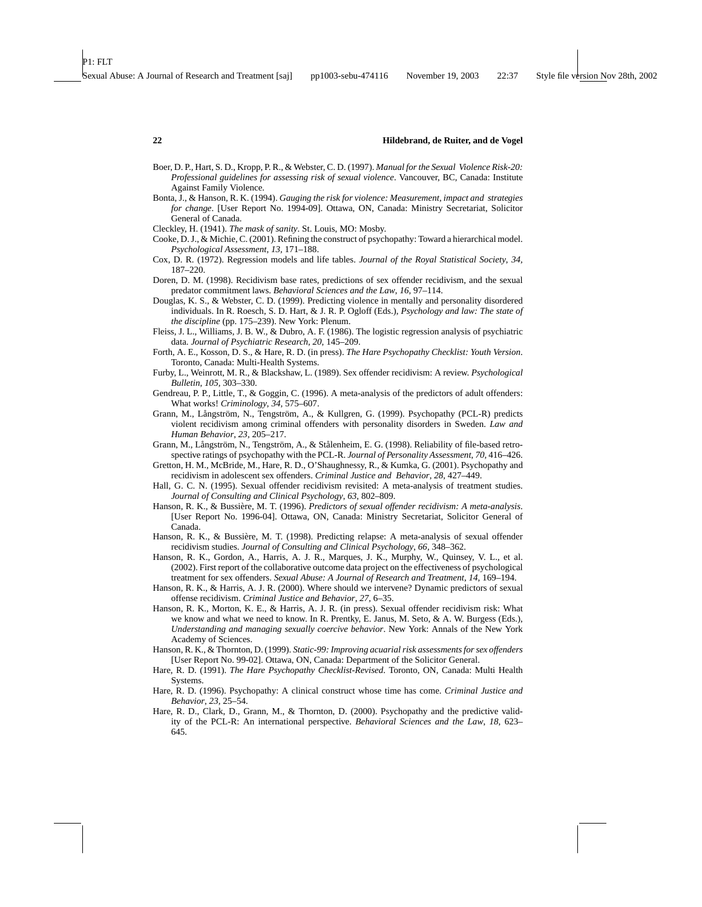Boer, D. P., Hart, S. D., Kropp, P. R., & Webster, C. D. (1997). *Manual for the Sexual Violence Risk-20: Professional guidelines for assessing risk of sexual violence*. Vancouver, BC, Canada: Institute Against Family Violence.

Bonta, J., & Hanson, R. K. (1994). *Gauging the risk for violence: Measurement, impact and strategies for change*. [User Report No. 1994-09]. Ottawa, ON, Canada: Ministry Secretariat, Solicitor General of Canada.

Cleckley, H. (1941). *The mask of sanity*. St. Louis, MO: Mosby.

Cooke, D. J., & Michie, C. (2001). Refining the construct of psychopathy: Toward a hierarchical model. *Psychological Assessment, 13*, 171–188.

Cox, D. R. (1972). Regression models and life tables. *Journal of the Royal Statistical Society, 34*, 187–220.

Doren, D. M. (1998). Recidivism base rates, predictions of sex offender recidivism, and the sexual predator commitment laws. *Behavioral Sciences and the Law, 16*, 97–114.

Douglas, K. S., & Webster, C. D. (1999). Predicting violence in mentally and personality disordered individuals. In R. Roesch, S. D. Hart, & J. R. P. Ogloff (Eds.), *Psychology and law: The state of the discipline* (pp. 175–239). New York: Plenum.

Fleiss, J. L., Williams, J. B. W., & Dubro, A. F. (1986). The logistic regression analysis of psychiatric data. *Journal of Psychiatric Research, 20*, 145–209.

Forth, A. E., Kosson, D. S., & Hare, R. D. (in press). *The Hare Psychopathy Checklist: Youth Version*. Toronto, Canada: Multi-Health Systems.

Furby, L., Weinrott, M. R., & Blackshaw, L. (1989). Sex offender recidivism: A review. *Psychological Bulletin, 105*, 303–330.

Gendreau, P. P., Little, T., & Goggin, C. (1996). A meta-analysis of the predictors of adult offenders: What works! *Criminology, 34*, 575–607.

Grann, M., Långström, N., Tengström, A., & Kullgren, G. (1999). Psychopathy (PCL-R) predicts violent recidivism among criminal offenders with personality disorders in Sweden. *Law and Human Behavior, 23*, 205–217.

Grann, M., Långström, N., Tengström, A., & Stålenheim, E. G. (1998). Reliability of file-based retrospective ratings of psychopathy with the PCL-R. *Journal of Personality Assessment, 70*, 416–426.

Gretton, H. M., McBride, M., Hare, R. D., O'Shaughnessy, R., & Kumka, G. (2001). Psychopathy and recidivism in adolescent sex offenders. *Criminal Justice and Behavior, 28*, 427–449.

Hall, G. C. N. (1995). Sexual offender recidivism revisited: A meta-analysis of treatment studies. *Journal of Consulting and Clinical Psychology, 63*, 802–809.

Hanson, R. K., & Bussière, M. T. (1996). *Predictors of sexual offender recidivism: A meta-analysis*. [User Report No. 1996-04]. Ottawa, ON, Canada: Ministry Secretariat, Solicitor General of Canada.

Hanson, R. K., & Bussière, M. T. (1998). Predicting relapse: A meta-analysis of sexual offender recidivism studies. *Journal of Consulting and Clinical Psychology, 66*, 348–362.

Hanson, R. K., Gordon, A., Harris, A. J. R., Marques, J. K., Murphy, W., Quinsey, V. L., et al. (2002). First report of the collaborative outcome data project on the effectiveness of psychological treatment for sex offenders. *Sexual Abuse: A Journal of Research and Treatment, 14*, 169–194.

Hanson, R. K., & Harris, A. J. R. (2000). Where should we intervene? Dynamic predictors of sexual offense recidivism. *Criminal Justice and Behavior, 27*, 6–35.

Hanson, R. K., Morton, K. E., & Harris, A. J. R. (in press). Sexual offender recidivism risk: What we know and what we need to know. In R. Prentky, E. Janus, M. Seto, & A. W. Burgess (Eds.), *Understanding and managing sexually coercive behavior*. New York: Annals of the New York Academy of Sciences.

Hanson, R. K., & Thornton, D. (1999). *Static-99: Improving acuarial risk assessments for sex offenders* [User Report No. 99-02]. Ottawa, ON, Canada: Department of the Solicitor General.

Hare, R. D. (1991). *The Hare Psychopathy Checklist-Revised*. Toronto, ON, Canada: Multi Health Systems.

Hare, R. D. (1996). Psychopathy: A clinical construct whose time has come. *Criminal Justice and Behavior, 23*, 25–54.

Hare, R. D., Clark, D., Grann, M., & Thornton, D. (2000). Psychopathy and the predictive validity of the PCL-R: An international perspective. *Behavioral Sciences and the Law, 18*, 623–645.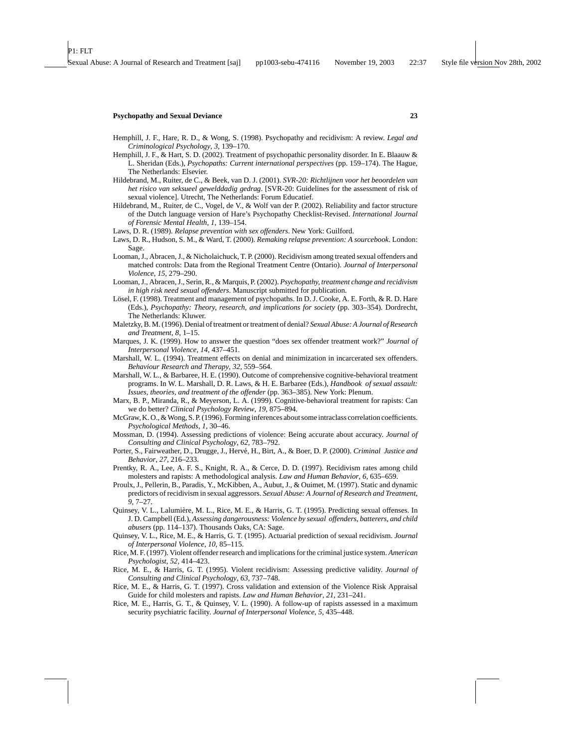Hemphill, J. F., Hare, R. D., & Wong, S. (1998). Psychopathy and recidivism: A review. *Legal and Criminological Psychology, 3,* 139–170.

Hemphill, J. F., & Hart, S. D. (2002). Treatment of psychopathic personality disorder. In E. Blaauw & L. Sheridan (Eds.), *Psychopaths: Current international perspectives* (pp. 159–174). The Hague, The Netherlands: Elsevier.

Hildebrand, M., Ruiter, de C., & Beek, van D. J. (2001). *SVR-20: Richtlijnen voor het beoordelen van het risico van seksueel gewelddadig gedrag*. [SVR-20: Guidelines for the assessment of risk of sexual violence]. Utrecht, The Netherlands: Forum Educatief.

Hildebrand, M., Ruiter, de C., Vogel, de V., & Wolf van der P. (2002). Reliability and factor structure of the Dutch language version of Hare's Psychopathy Checklist-Revised. *International Journal of Forensic Mental Health, 1,* 139–154.

Laws, D. R. (1989). *Relapse prevention with sex offenders*. New York: Guilford.

Laws, D. R., Hudson, S. M., & Ward, T. (2000). *Remaking relapse prevention: A sourcebook*. London: Sage.

Looman, J., Abracen, J., & Nicholaichuck, T. P. (2000). Recidivism among treated sexual offenders and matched controls: Data from the Regional Treatment Centre (Ontario). *Journal of Interpersonal Violence, 15,* 279–290.

Looman, J., Abracen, J., Serin, R., & Marquis, P. (2002). *Psychopathy, treatment change and recidivism in high risk need sexual offenders.* Manuscript submitted for publication.

Lösel, F. (1998). Treatment and management of psychopaths. In D. J. Cooke, A. E. Forth, & R. D. Hare (Eds.), *Psychopathy: Theory, research, and implications for society* (pp. 303–354). Dordrecht, The Netherlands: Kluwer.

Maletzky, B. M. (1996). Denial of treatment or treatment of denial? *Sexual Abuse: A Journal of Research and Treatment, 8,* 1–15.

Marques, J. K. (1999). How to answer the question "does sex offender treatment work?" *Journal of Interpersonal Violence, 14,* 437–451.

Marshall, W. L. (1994). Treatment effects on denial and minimization in incarcerated sex offenders. *Behaviour Research and Therapy, 32,* 559–564.

Marshall, W. L., & Barbaree, H. E. (1990). Outcome of comprehensive cognitive-behavioral treatment programs. In W. L. Marshall, D. R. Laws, & H. E. Barbaree (Eds.), *Handbook of sexual assault: Issues, theories, and treatment of the offender* (pp. 363–385). New York: Plenum.

Marx, B. P., Miranda, R., & Meyerson, L. A. (1999). Cognitive-behavioral treatment for rapists: Can we do better? *Clinical Psychology Review, 19,* 875–894.

McGraw, K. O., & Wong, S. P. (1996). Forming inferences about some intraclass correlation coefficients. *Psychological Methods, 1,* 30–46.

Mossman, D. (1994). Assessing predictions of violence: Being accurate about accuracy. *Journal of Consulting and Clinical Psychology, 62,* 783–792.

Porter, S., Fairweather, D., Drugge, J., Hervé, H., Birt, A., & Boer, D. P. (2000). *Criminal Justice and Behavior, 27,* 216–233.

Prentky, R. A., Lee, A. F. S., Knight, R. A., & Cerce, D. D. (1997). Recidivism rates among child molesters and rapists: A methodological analysis. *Law and Human Behavior, 6,* 635–659.

Proulx, J., Pellerin, B., Paradis, Y., McKibben, A., Aubut, J., & Ouimet, M. (1997). Static and dynamic predictors of recidivism in sexual aggressors. *Sexual Abuse: A Journal of Research and Treatment, 9,* 7–27.

Quinsey, V. L., Lalumière, M. L., Rice, M. E., & Harris, G. T. (1995). Predicting sexual offenses. In J. D. Campbell (Ed.), *Assessing dangerousness: Violence by sexual offenders, batterers, and child abusers* (pp. 114–137). Thousands Oaks, CA: Sage.

Quinsey, V. L., Rice, M. E., & Harris, G. T. (1995). Actuarial prediction of sexual recidivism. *Journal of Interpersonal Violence, 10,* 85–115.

Rice, M. F. (1997). Violent offender research and implications for the criminal justice system. *American Psychologist, 52,* 414–423.

Rice, M. E., & Harris, G. T. (1995). Violent recidivism: Assessing predictive validity. *Journal of Consulting and Clinical Psychology, 63,* 737–748.

Rice, M. E., & Harris, G. T. (1997). Cross validation and extension of the Violence Risk Appraisal Guide for child molesters and rapists. *Law and Human Behavior, 21,* 231–241.

Rice, M. E., Harris, G. T., & Quinsey, V. L. (1990). A follow-up of rapists assessed in a maximum security psychiatric facility. *Journal of Interpersonal Violence, 5,* 435–448.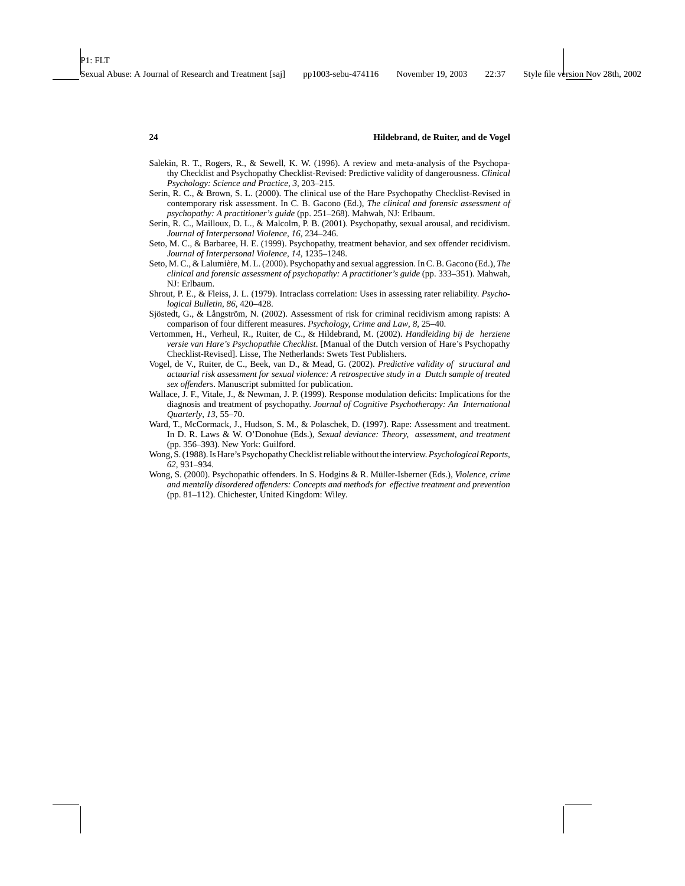Salekin, R. T., Rogers, R., & Sewell, K. W. (1996). A review and meta-analysis of the Psychopathy Checklist and Psychopathy Checklist-Revised: Predictive validity of dangerousness. *Clinical Psychology: Science and Practice*, *3*, 203–215.

Serin, R. C., & Brown, S. L. (2000). The clinical use of the Hare Psychopathy Checklist-Revised in contemporary risk assessment. In C. B. Gacono (Ed.), *The clinical and forensic assessment of psychopathy: A practitioner's guide* (pp. 251–268). Mahwah, NJ: Erlbaum.

Serin, R. C., Mailloux, D. L., & Malcolm, P. B. (2001). Psychopathy, sexual arousal, and recidivism. *Journal of Interpersonal Violence*, *16*, 234–246.

Seto, M. C., & Barbaree, H. E. (1999). Psychopathy, treatment behavior, and sex offender recidivism. *Journal of Interpersonal Violence*, *14*, 1235–1248.

Seto, M. C., & Lalumière, M. L. (2000). Psychopathy and sexual aggression. In C. B. Gacono (Ed.), *The clinical and forensic assessment of psychopathy: A practitioner's guide* (pp. 333–351). Mahwah, NJ: Erlbaum.

Shrout, P. E., & Fleiss, J. L. (1979). Intraclass correlation: Uses in assessing rater reliability. *Psychological Bulletin*, *86*, 420–428.

Sjöstedt, G., & Långström, N. (2002). Assessment of risk for criminal recidivism among rapists: A comparison of four different measures. *Psychology, Crime and Law*, *8*, 25–40.

Vertommen, H., Verheul, R., Ruiter, de C., & Hildebrand, M. (2002). *Handleiding bij de herziene versie van Hare's Psychopathie Checklist*. [Manual of the Dutch version of Hare's Psychopathy Checklist-Revised]. Lisse, The Netherlands: Swets Test Publishers.

Vogel, de V., Ruiter, de C., Beek, van D., & Mead, G. (2002). *Predictive validity of structural and actuarial risk assessment for sexual violence: A retrospective study in a Dutch sample of treated sex offenders*. Manuscript submitted for publication.

Wallace, J. F., Vitale, J., & Newman, J. P. (1999). Response modulation deficits: Implications for the diagnosis and treatment of psychopathy. *Journal of Cognitive Psychotherapy: An International Quarterly*, *13*, 55–70.

Ward, T., McCormack, J., Hudson, S. M., & Polaschek, D. (1997). Rape: Assessment and treatment. In D. R. Laws & W. O'Donohue (Eds.), *Sexual deviance: Theory, assessment, and treatment* (pp. 356–393). New York: Guilford.

Wong, S. (1988). Is Hare's Psychopathy Checklist reliable without the interview. *Psychological Reports*, *62*, 931–934.

Wong, S. (2000). Psychopathic offenders. In S. Hodgins & R. Müller-Isberner (Eds.), *Violence, crime and mentally disordered offenders: Concepts and methods for effective treatment and prevention* (pp. 81–112). Chichester, United Kingdom: Wiley.